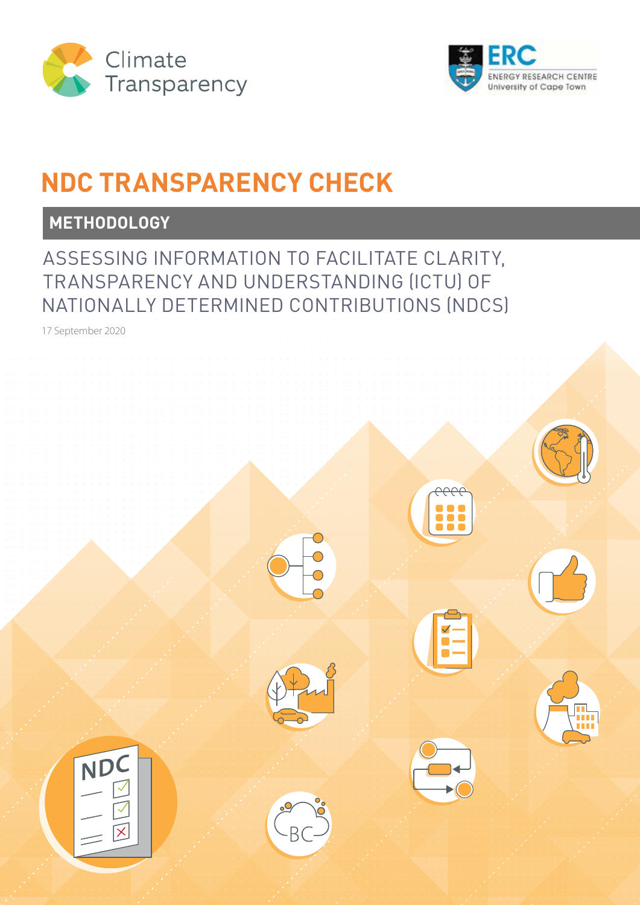Climate Transparency

ERC
ENERGY RESEARCH CENTRE
University of Cape Town

# NDC TRANSPARENCY CHECK

## METHODOLOGY

ASSESSING INFORMATION TO FACILITATE CLARITY, TRANSPARENCY AND UNDERSTANDING (ICTU) OF NATIONALLY DETERMINED CONTRIBUTIONS (NDCS)

17 September 2020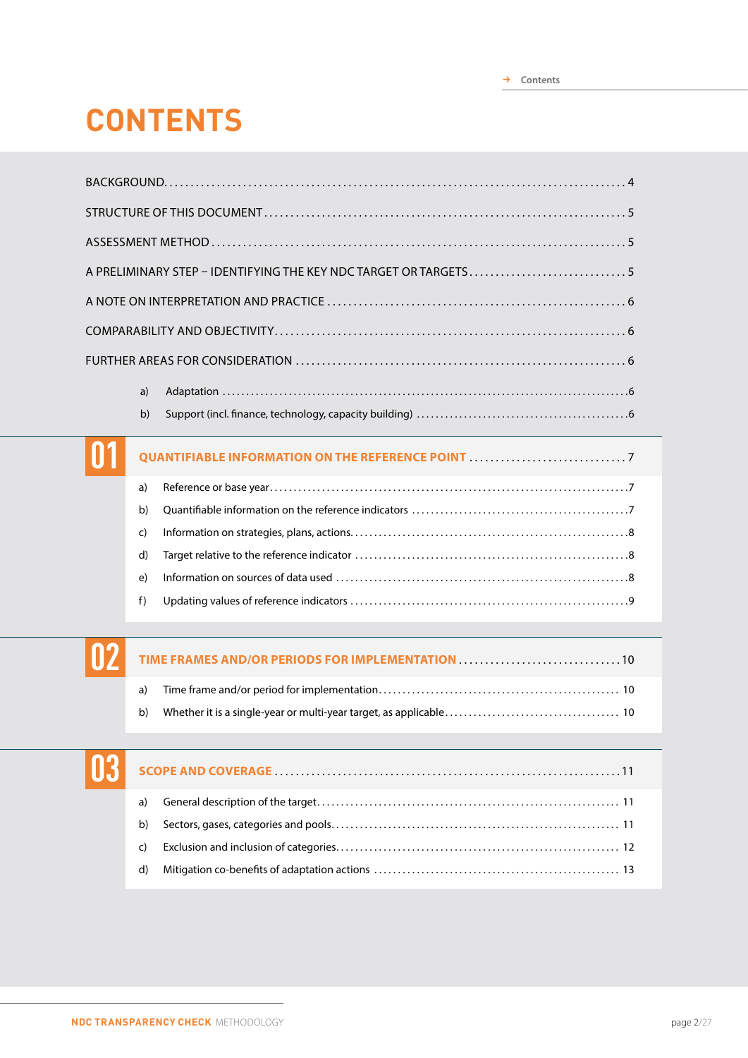# CONTENTS

BACKGROUND....................................................4

STRUCTURE OF THIS DOCUMENT....................................5

ASSESSMENT METHOD.............................................5

A PRELIMINARY STEP – IDENTIFYING THE KEY NDC TARGET OR TARGETS....5

A NOTE ON INTERPRETATION AND PRACTICE..........................6

COMPARABILITY AND OBJECTIVITY..................................6

FURTHER AREAS FOR CONSIDERATION................................6

- a) Adaptation..............................................6
- b) Support (incl. finance, technology, capacity building)..6

## 01 QUANTIFIABLE INFORMATION ON THE REFERENCE POINT ..........7

- a) Reference or base year..................................7
- b) Quantifiable information on the reference indicators....7
- c) Information on strategies, plans, actions...............8
- d) Target relative to the reference indicator..............8
- e) Information on sources of data used.....................8
- f) Updating values of reference indicators.................9

## 02 TIME FRAMES AND/OR PERIODS FOR IMPLEMENTATION ..........10

- a) Time frame and/or period for implementation............10
- b) Whether it is a single-year or multi-year target, as applicable....10

## 03 SCOPE AND COVERAGE .....................................11

- a) General description of the target......................11
- b) Sectors, gases, categories and pools...................11
- c) Exclusion and inclusion of categories..................12
- d) Mitigation co-benefits of adaptation actions...........13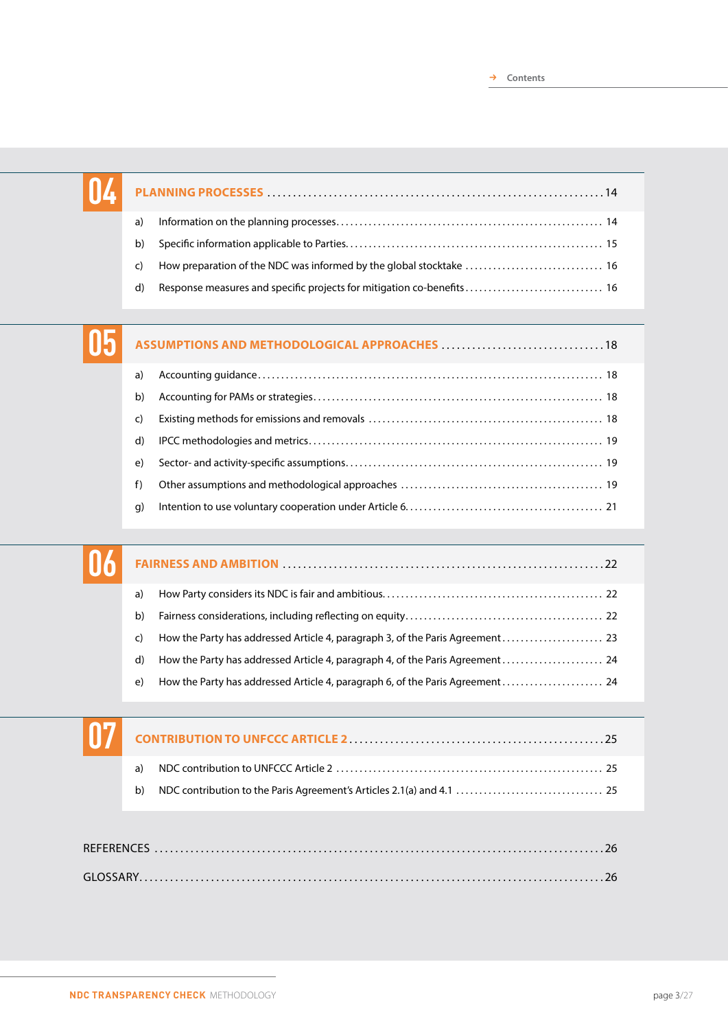## 04 PLANNING PROCESSES ..... 14

a) Information on the planning processes ..... 14

b) Specific information applicable to Parties ..... 15

c) How preparation of the NDC was informed by the global stocktake ..... 16

d) Response measures and specific projects for mitigation co-benefits ..... 16

## 05 ASSUMPTIONS AND METHODOLOGICAL APPROACHES ..... 18

a) Accounting guidance ..... 18

b) Accounting for PAMs or strategies ..... 18

c) Existing methods for emissions and removals ..... 18

d) IPCC methodologies and metrics ..... 19

e) Sector- and activity-specific assumptions ..... 19

f) Other assumptions and methodological approaches ..... 19

g) Intention to use voluntary cooperation under Article 6 ..... 21

## 06 FAIRNESS AND AMBITION ..... 22

a) How Party considers its NDC is fair and ambitious ..... 22

b) Fairness considerations, including reflecting on equity ..... 22

c) How the Party has addressed Article 4, paragraph 3, of the Paris Agreement ..... 23

d) How the Party has addressed Article 4, paragraph 4, of the Paris Agreement ..... 24

e) How the Party has addressed Article 4, paragraph 6, of the Paris Agreement ..... 24

## 07 CONTRIBUTION TO UNFCCC ARTICLE 2 ..... 25

a) NDC contribution to UNFCCC Article 2 ..... 25

b) NDC contribution to the Paris Agreement's Articles 2.1(a) and 4.1 ..... 25

REFERENCES ..... 26

GLOSSARY ..... 26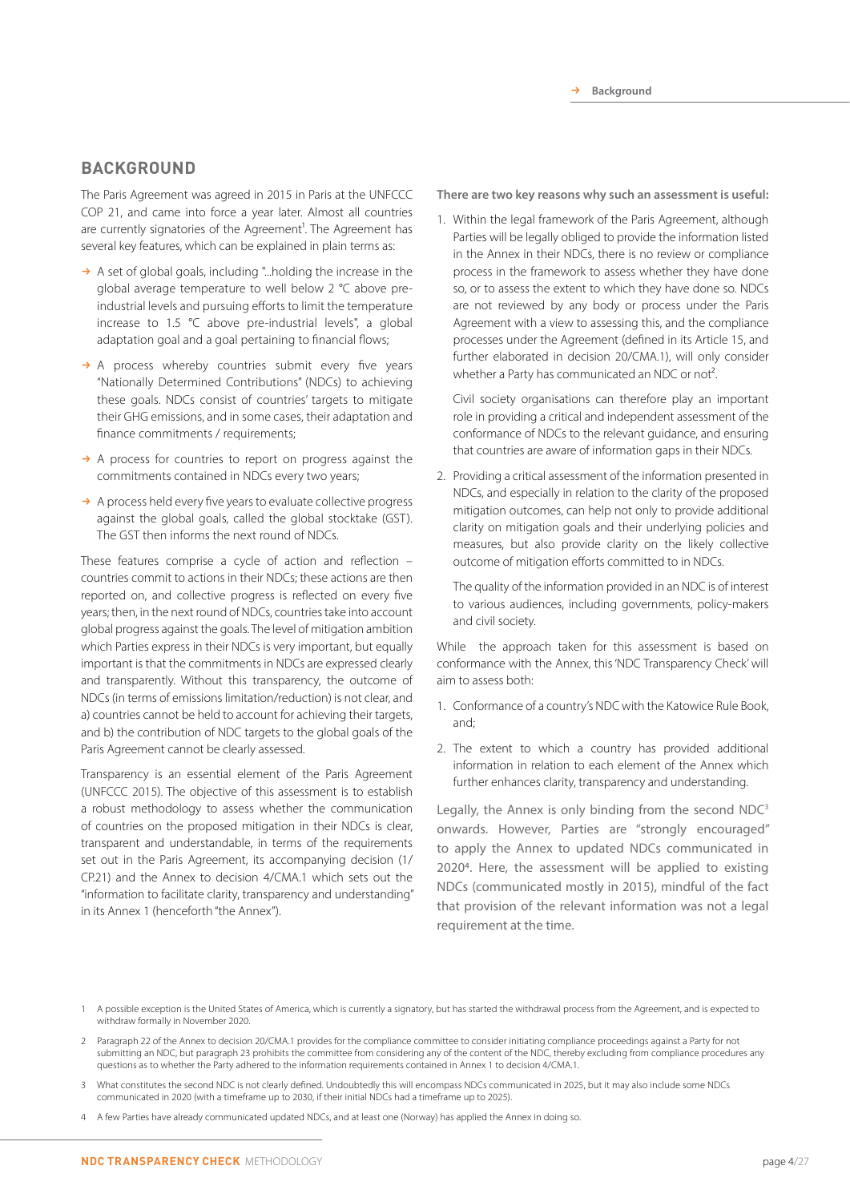## BACKGROUND

The Paris Agreement was agreed in 2015 in Paris at the UNFCCC COP 21, and came into force a year later. Almost all countries are currently signatories of the Agreement[1]. The Agreement has several key features, which can be explained in plain terms as:

- A set of global goals, including "...holding the increase in the global average temperature to well below 2 °C above pre-industrial levels and pursuing efforts to limit the temperature increase to 1.5 °C above pre-industrial levels", a global adaptation goal and a goal pertaining to financial flows;
- A process whereby countries submit every five years "Nationally Determined Contributions" (NDCs) to achieving these goals. NDCs consist of countries' targets to mitigate their GHG emissions, and in some cases, their adaptation and finance commitments / requirements;
- A process for countries to report on progress against the commitments contained in NDCs every two years;
- A process held every five years to evaluate collective progress against the global goals, called the global stocktake (GST). The GST then informs the next round of NDCs.

These features comprise a cycle of action and reflection – countries commit to actions in their NDCs; these actions are then reported on, and collective progress is reflected on every five years; then, in the next round of NDCs, countries take into account global progress against the goals. The level of mitigation ambition which Parties express in their NDCs is very important, but equally important is that the commitments in NDCs are expressed clearly and transparently. Without this transparency, the outcome of NDCs (in terms of emissions limitation/reduction) is not clear, and a) countries cannot be held to account for achieving their targets, and b) the contribution of NDC targets to the global goals of the Paris Agreement cannot be clearly assessed.

Transparency is an essential element of the Paris Agreement (UNFCCC 2015). The objective of this assessment is to establish a robust methodology to assess whether the communication of countries on the proposed mitigation in their NDCs is clear, transparent and understandable, in terms of the requirements set out in the Paris Agreement, its accompanying decision (1/CP.21) and the Annex to decision 4/CMA.1 which sets out the "information to facilitate clarity, transparency and understanding" in its Annex 1 (henceforth "the Annex").

**There are two key reasons why such an assessment is useful:**

1. Within the legal framework of the Paris Agreement, although Parties will be legally obliged to provide the information listed in the Annex in their NDCs, there is no review or compliance process in the framework to assess whether they have done so, or to assess the extent to which they have done so. NDCs are not reviewed by any body or process under the Paris Agreement with a view to assessing this, and the compliance processes under the Agreement (defined in its Article 15, and further elaborated in decision 20/CMA.1), will only consider whether a Party has communicated an NDC or not[2].

   Civil society organisations can therefore play an important role in providing a critical and independent assessment of the conformance of NDCs to the relevant guidance, and ensuring that countries are aware of information gaps in their NDCs.

2. Providing a critical assessment of the information presented in NDCs, and especially in relation to the clarity of the proposed mitigation outcomes, can help not only to provide additional clarity on mitigation goals and their underlying policies and measures, but also provide clarity on the likely collective outcome of mitigation efforts committed to in NDCs.

   The quality of the information provided in an NDC is of interest to various audiences, including governments, policy-makers and civil society.

While the approach taken for this assessment is based on conformance with the Annex, this 'NDC Transparency Check' will aim to assess both:

1. Conformance of a country's NDC with the Katowice Rule Book, and;
2. The extent to which a country has provided additional information in relation to each element of the Annex which further enhances clarity, transparency and understanding.

Legally, the Annex is only binding from the second NDC[3] onwards. However, Parties are "strongly encouraged" to apply the Annex to updated NDCs communicated in 2020[4]. Here, the assessment will be applied to existing NDCs (communicated mostly in 2015), mindful of the fact that provision of the relevant information was not a legal requirement at the time.

---

1 A possible exception is the United States of America, which is currently a signatory, but has started the withdrawal process from the Agreement, and is expected to withdraw formally in November 2020.

2 Paragraph 22 of the Annex to decision 20/CMA.1 provides for the compliance committee to consider initiating compliance proceedings against a Party for not submitting an NDC, but paragraph 23 prohibits the committee from considering any of the content of the NDC, thereby excluding from compliance procedures any questions as to whether the Party adhered to the information requirements contained in Annex 1 to decision 4/CMA.1.

3 What constitutes the second NDC is not clearly defined. Undoubtedly this will encompass NDCs communicated in 2025, but it may also include some NDCs communicated in 2020 (with a timeframe up to 2030, if their initial NDCs had a timeframe up to 2025).

4 A few Parties have already communicated updated NDCs, and at least one (Norway) has applied the Annex in doing so.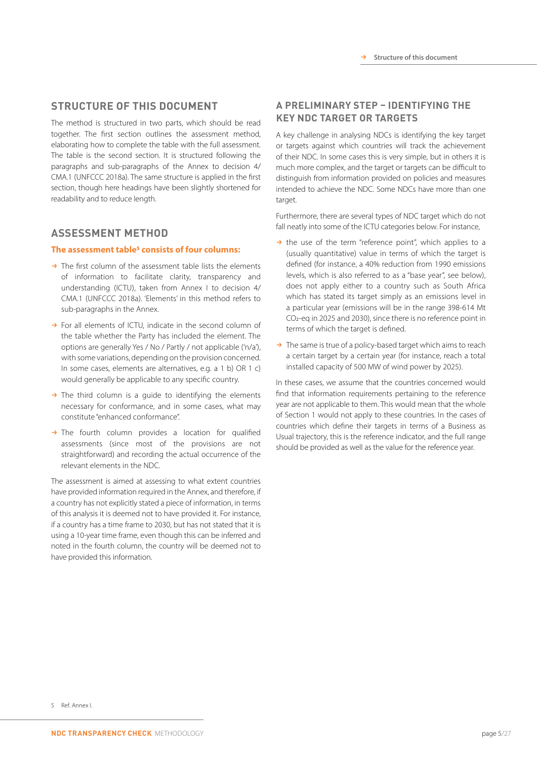## STRUCTURE OF THIS DOCUMENT

The method is structured in two parts, which should be read together. The first section outlines the assessment method, elaborating how to complete the table with the full assessment. The table is the second section. It is structured following the paragraphs and sub-paragraphs of the Annex to decision 4/CMA.1 (UNFCCC 2018a). The same structure is applied in the first section, though here headings have been slightly shortened for readability and to reduce length.

## ASSESSMENT METHOD

### The assessment table[5] consists of four columns:

- The first column of the assessment table lists the elements of information to facilitate clarity, transparency and understanding (ICTU), taken from Annex I to decision 4/CMA.1 (UNFCCC 2018a). 'Elements' in this method refers to sub-paragraphs in the Annex.
- For all elements of ICTU, indicate in the second column of the table whether the Party has included the element. The options are generally Yes / No / Partly / not applicable ('n/a'), with some variations, depending on the provision concerned. In some cases, elements are alternatives, e.g. a 1 b) OR 1 c) would generally be applicable to any specific country.
- The third column is a guide to identifying the elements necessary for conformance, and in some cases, what may constitute "enhanced conformance".
- The fourth column provides a location for qualified assessments (since most of the provisions are not straightforward) and recording the actual occurrence of the relevant elements in the NDC.

The assessment is aimed at assessing to what extent countries have provided information required in the Annex, and therefore, if a country has not explicitly stated a piece of information, in terms of this analysis it is deemed not to have provided it. For instance, if a country has a time frame to 2030, but has not stated that it is using a 10-year time frame, even though this can be inferred and noted in the fourth column, the country will be deemed not to have provided this information.

## A PRELIMINARY STEP – IDENTIFYING THE KEY NDC TARGET OR TARGETS

A key challenge in analysing NDCs is identifying the key target or targets against which countries will track the achievement of their NDC. In some cases this is very simple, but in others it is much more complex, and the target or targets can be difficult to distinguish from information provided on policies and measures intended to achieve the NDC. Some NDCs have more than one target.

Furthermore, there are several types of NDC target which do not fall neatly into some of the ICTU categories below. For instance,

- the use of the term "reference point", which applies to a (usually quantitative) value in terms of which the target is defined (for instance, a 40% reduction from 1990 emissions levels, which is also referred to as a "base year", see below), does not apply either to a country such as South Africa which has stated its target simply as an emissions level in a particular year (emissions will be in the range 398-614 Mt $CO_2$-eq in 2025 and 2030), since there is no reference point in terms of which the target is defined.
- The same is true of a policy-based target which aims to reach a certain target by a certain year (for instance, reach a total installed capacity of 500 MW of wind power by 2025).

In these cases, we assume that the countries concerned would find that information requirements pertaining to the reference year are not applicable to them. This would mean that the whole of Section 1 would not apply to these countries. In the cases of countries which define their targets in terms of a Business as Usual trajectory, this is the reference indicator, and the full range should be provided as well as the value for the reference year.

5 Ref. Annex I.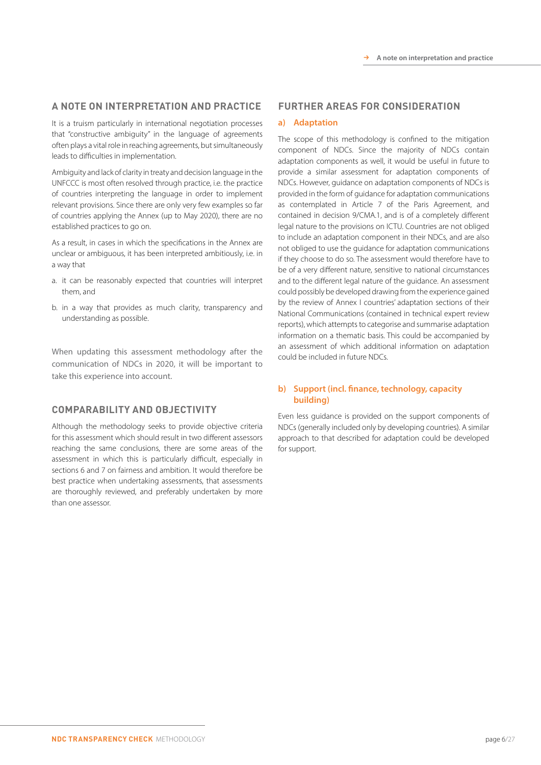## A NOTE ON INTERPRETATION AND PRACTICE

It is a truism particularly in international negotiation processes that "constructive ambiguity" in the language of agreements often plays a vital role in reaching agreements, but simultaneously leads to difficulties in implementation.

Ambiguity and lack of clarity in treaty and decision language in the UNFCCC is most often resolved through practice, i.e. the practice of countries interpreting the language in order to implement relevant provisions. Since there are only very few examples so far of countries applying the Annex (up to May 2020), there are no established practices to go on.

As a result, in cases in which the specifications in the Annex are unclear or ambiguous, it has been interpreted ambitiously, i.e. in a way that

a. it can be reasonably expected that countries will interpret them, and

b. in a way that provides as much clarity, transparency and understanding as possible.

When updating this assessment methodology after the communication of NDCs in 2020, it will be important to take this experience into account.

## COMPARABILITY AND OBJECTIVITY

Although the methodology seeks to provide objective criteria for this assessment which should result in two different assessors reaching the same conclusions, there are some areas of the assessment in which this is particularly difficult, especially in sections 6 and 7 on fairness and ambition. It would therefore be best practice when undertaking assessments, that assessments are thoroughly reviewed, and preferably undertaken by more than one assessor.

## FURTHER AREAS FOR CONSIDERATION

### a) Adaptation

The scope of this methodology is confined to the mitigation component of NDCs. Since the majority of NDCs contain adaptation components as well, it would be useful in future to provide a similar assessment for adaptation components of NDCs. However, guidance on adaptation components of NDCs is provided in the form of guidance for adaptation communications as contemplated in Article 7 of the Paris Agreement, and contained in decision 9/CMA.1, and is of a completely different legal nature to the provisions on ICTU. Countries are not obliged to include an adaptation component in their NDCs, and are also not obliged to use the guidance for adaptation communications if they choose to do so. The assessment would therefore have to be of a very different nature, sensitive to national circumstances and to the different legal nature of the guidance. An assessment could possibly be developed drawing from the experience gained by the review of Annex I countries' adaptation sections of their National Communications (contained in technical expert review reports), which attempts to categorise and summarise adaptation information on a thematic basis. This could be accompanied by an assessment of which additional information on adaptation could be included in future NDCs.

### b) Support (incl. finance, technology, capacity building)

Even less guidance is provided on the support components of NDCs (generally included only by developing countries). A similar approach to that described for adaptation could be developed for support.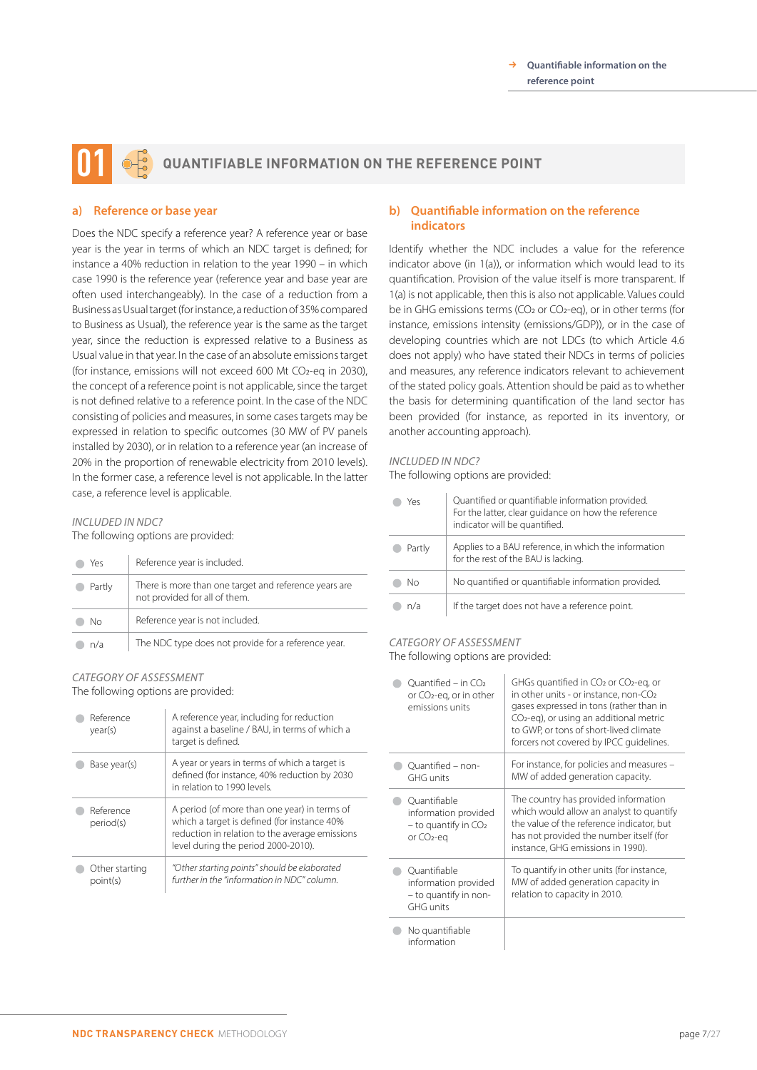## 01 QUANTIFIABLE INFORMATION ON THE REFERENCE POINT

### a) Reference or base year

Does the NDC specify a reference year? A reference year or base year is the year in terms of which an NDC target is defined; for instance a 40% reduction in relation to the year 1990 – in which case 1990 is the reference year (reference year and base year are often used interchangeably). In the case of a reduction from a Business as Usual target (for instance, a reduction of 35% compared to Business as Usual), the reference year is the same as the target year, since the reduction is expressed relative to a Business as Usual value in that year. In the case of an absolute emissions target (for instance, emissions will not exceed 600 Mt $CO_2$-eq in 2030), the concept of a reference point is not applicable, since the target is not defined relative to a reference point. In the case of the NDC consisting of policies and measures, in some cases targets may be expressed in relation to specific outcomes (30 MW of PV panels installed by 2030), or in relation to a reference year (an increase of 20% in the proportion of renewable electricity from 2010 levels). In the former case, a reference level is not applicable. In the latter case, a reference level is applicable.

*INCLUDED IN NDC?*
The following options are provided:

| | |
|---|---|
| Yes | Reference year is included. |
| Partly | There is more than one target and reference years are not provided for all of them. |
| No | Reference year is not included. |
| n/a | The NDC type does not provide for a reference year. |

*CATEGORY OF ASSESSMENT*
The following options are provided:

| | |
|---|---|
| Reference year(s) | A reference year, including for reduction against a baseline / BAU, in terms of which a target is defined. |
| Base year(s) | A year or years in terms of which a target is defined (for instance, 40% reduction by 2030 in relation to 1990 levels. |
| Reference period(s) | A period (of more than one year) in terms of which a target is defined (for instance 40% reduction in relation to the average emissions level during the period 2000-2010). |
| Other starting point(s) | *"Other starting points" should be elaborated further in the "information in NDC" column.* |

### b) Quantifiable information on the reference indicators

Identify whether the NDC includes a value for the reference indicator above (in 1(a)), or information which would lead to its quantification. Provision of the value itself is more transparent. If 1(a) is not applicable, then this is also not applicable. Values could be in GHG emissions terms ($CO_2$ or $CO_2$-eq), or in other terms (for instance, emissions intensity (emissions/GDP)), or in the case of developing countries which are not LDCs (to which Article 4.6 does not apply) who have stated their NDCs in terms of policies and measures, any reference indicators relevant to achievement of the stated policy goals. Attention should be paid as to whether the basis for determining quantification of the land sector has been provided (for instance, as reported in its inventory, or another accounting approach).

*INCLUDED IN NDC?*
The following options are provided:

| | |
|---|---|
| Yes | Quantified or quantifiable information provided. For the latter, clear guidance on how the reference indicator will be quantified. |
| Partly | Applies to a BAU reference, in which the information for the rest of the BAU is lacking. |
| No | No quantified or quantifiable information provided. |
| n/a | If the target does not have a reference point. |

*CATEGORY OF ASSESSMENT*
The following options are provided:

| | |
|---|---|
| Quantified – in $CO_2$ or $CO_2$-eq, or in other emissions units | GHGs quantified in $CO_2$ or $CO_2$-eq, or in other units - or instance, non-$CO_2$ gases expressed in tons (rather than in $CO_2$-eq), or using an additional metric to GWP, or tons of short-lived climate forcers not covered by IPCC guidelines. |
| Quantified – non-GHG units | For instance, for policies and measures – MW of added generation capacity. |
| Quantifiable information provided – to quantify in $CO_2$ or $CO_2$-eq | The country has provided information which would allow an analyst to quantify the value of the reference indicator, but has not provided the number itself (for instance, GHG emissions in 1990). |
| Quantifiable information provided – to quantify in non-GHG units | To quantify in other units (for instance, MW of added generation capacity in relation to capacity in 2010. |
| No quantifiable information | |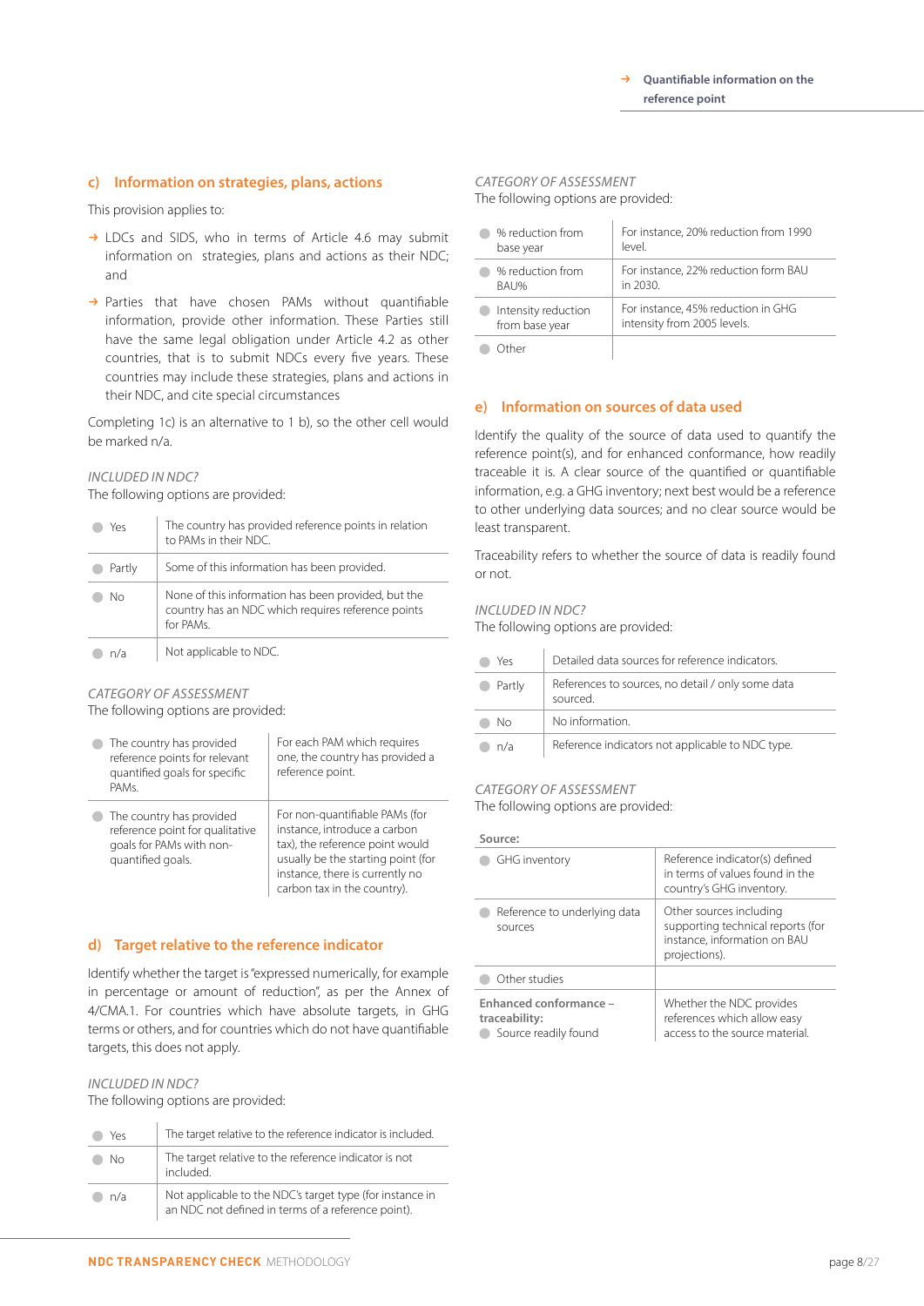## c) Information on strategies, plans, actions

This provision applies to:

- LDCs and SIDS, who in terms of Article 4.6 may submit information on strategies, plans and actions as their NDC; and
- Parties that have chosen PAMs without quantifiable information, provide other information. These Parties still have the same legal obligation under Article 4.2 as other countries, that is to submit NDCs every five years. These countries may include these strategies, plans and actions in their NDC, and cite special circumstances

Completing 1c) is an alternative to 1 b), so the other cell would be marked n/a.

*INCLUDED IN NDC?*
The following options are provided:

| | |
|---|---|
| Yes | The country has provided reference points in relation to PAMs in their NDC. |
| Partly | Some of this information has been provided. |
| No | None of this information has been provided, but the country has an NDC which requires reference points for PAMs. |
| n/a | Not applicable to NDC. |

*CATEGORY OF ASSESSMENT*
The following options are provided:

| | |
|---|---|
| The country has provided reference points for relevant quantified goals for specific PAMs. | For each PAM which requires one, the country has provided a reference point. |
| The country has provided reference point for qualitative goals for PAMs with non-quantified goals. | For non-quantifiable PAMs (for instance, introduce a carbon tax), the reference point would usually be the starting point (for instance, there is currently no carbon tax in the country). |

## d) Target relative to the reference indicator

Identify whether the target is "expressed numerically, for example in percentage or amount of reduction", as per the Annex of 4/CMA.1. For countries which have absolute targets, in GHG terms or others, and for countries which do not have quantifiable targets, this does not apply.

*INCLUDED IN NDC?*
The following options are provided:

| | |
|---|---|
| Yes | The target relative to the reference indicator is included. |
| No | The target relative to the reference indicator is not included. |
| n/a | Not applicable to the NDC's target type (for instance in an NDC not defined in terms of a reference point). |

*CATEGORY OF ASSESSMENT*
The following options are provided:

| | |
|---|---|
| % reduction from base year | For instance, 20% reduction from 1990 level. |
| % reduction from BAU% | For instance, 22% reduction form BAU in 2030. |
| Intensity reduction from base year | For instance, 45% reduction in GHG intensity from 2005 levels. |
| Other | |

## e) Information on sources of data used

Identify the quality of the source of data used to quantify the reference point(s), and for enhanced conformance, how readily traceable it is. A clear source of the quantified or quantifiable information, e.g. a GHG inventory; next best would be a reference to other underlying data sources; and no clear source would be least transparent.

Traceability refers to whether the source of data is readily found or not.

*INCLUDED IN NDC?*
The following options are provided:

| | |
|---|---|
| Yes | Detailed data sources for reference indicators. |
| Partly | References to sources, no detail / only some data sourced. |
| No | No information. |
| n/a | Reference indicators not applicable to NDC type. |

*CATEGORY OF ASSESSMENT*
The following options are provided:

| **Source:** | |
|---|---|
| GHG inventory | Reference indicator(s) defined in terms of values found in the country's GHG inventory. |
| Reference to underlying data sources | Other sources including supporting technical reports (for instance, information on BAU projections). |
| Other studies | |
| **Enhanced conformance – traceability:** Source readily found | Whether the NDC provides references which allow easy access to the source material. |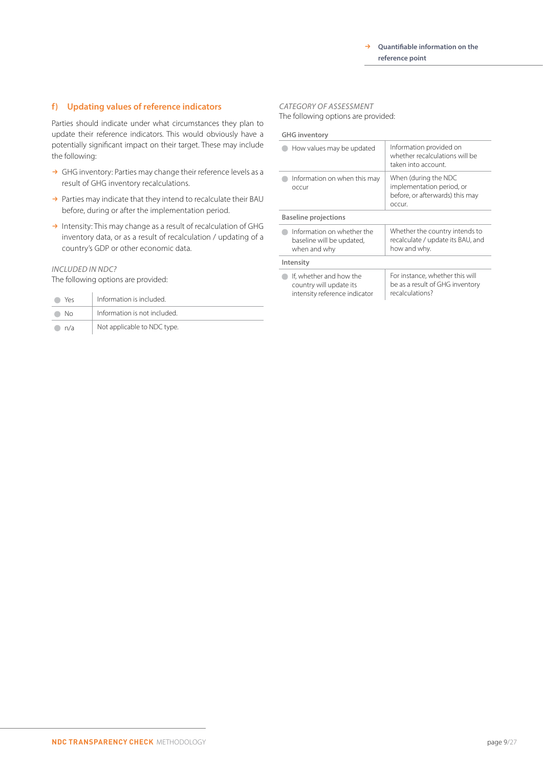## f) Updating values of reference indicators

Parties should indicate under what circumstances they plan to update their reference indicators. This would obviously have a potentially significant impact on their target. These may include the following:

- GHG inventory: Parties may change their reference levels as a result of GHG inventory recalculations.
- Parties may indicate that they intend to recalculate their BAU before, during or after the implementation period.
- Intensity: This may change as a result of recalculation of GHG inventory data, or as a result of recalculation / updating of a country's GDP or other economic data.

*INCLUDED IN NDC?*

The following options are provided:

| | |
|---|---|
| Yes | Information is included. |
| No | Information is not included. |
| n/a | Not applicable to NDC type. |

*CATEGORY OF ASSESSMENT*

The following options are provided:

| | |
|---|---|
| **GHG inventory** | |
| How values may be updated | Information provided on whether recalculations will be taken into account. |
| Information on when this may occur | When (during the NDC implementation period, or before, or afterwards) this may occur. |
| **Baseline projections** | |
| Information on whether the baseline will be updated, when and why | Whether the country intends to recalculate / update its BAU, and how and why. |
| **Intensity** | |
| If, whether and how the country will update its intensity reference indicator | For instance, whether this will be as a result of GHG inventory recalculations? |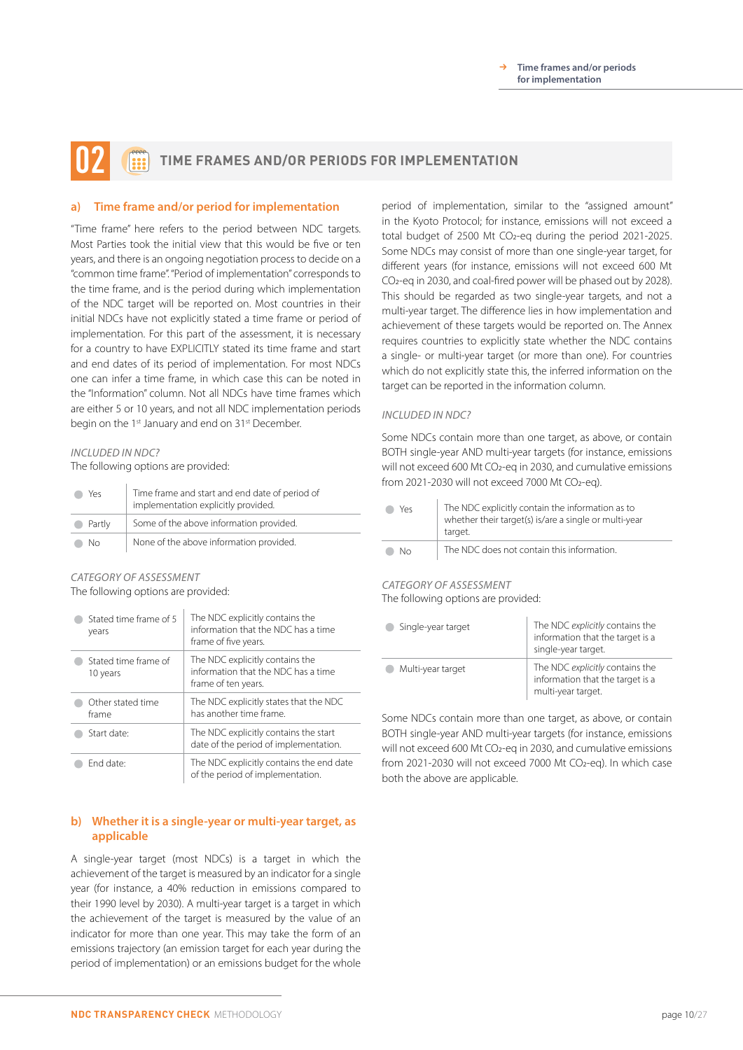# 02 TIME FRAMES AND/OR PERIODS FOR IMPLEMENTATION

## a) Time frame and/or period for implementation

"Time frame" here refers to the period between NDC targets. Most Parties took the initial view that this would be five or ten years, and there is an ongoing negotiation process to decide on a "common time frame". "Period of implementation" corresponds to the time frame, and is the period during which implementation of the NDC target will be reported on. Most countries in their initial NDCs have not explicitly stated a time frame or period of implementation. For this part of the assessment, it is necessary for a country to have EXPLICITLY stated its time frame and start and end dates of its period of implementation. For most NDCs one can infer a time frame, in which case this can be noted in the "Information" column. Not all NDCs have time frames which are either 5 or 10 years, and not all NDC implementation periods begin on the 1st January and end on 31st December.

*INCLUDED IN NDC?*

The following options are provided:

| | |
|---|---|
| Yes | Time frame and start and end date of period of implementation explicitly provided. |
| Partly | Some of the above information provided. |
| No | None of the above information provided. |

*CATEGORY OF ASSESSMENT*

The following options are provided:

| | |
|---|---|
| Stated time frame of 5 years | The NDC explicitly contains the information that the NDC has a time frame of five years. |
| Stated time frame of 10 years | The NDC explicitly contains the information that the NDC has a time frame of ten years. |
| Other stated time frame | The NDC explicitly states that the NDC has another time frame. |
| Start date: | The NDC explicitly contains the start date of the period of implementation. |
| End date: | The NDC explicitly contains the end date of the period of implementation. |

## b) Whether it is a single-year or multi-year target, as applicable

A single-year target (most NDCs) is a target in which the achievement of the target is measured by an indicator for a single year (for instance, a 40% reduction in emissions compared to their 1990 level by 2030). A multi-year target is a target in which the achievement of the target is measured by the value of an indicator for more than one year. This may take the form of an emissions trajectory (an emission target for each year during the period of implementation) or an emissions budget for the whole period of implementation, similar to the "assigned amount" in the Kyoto Protocol; for instance, emissions will not exceed a total budget of 2500 Mt $CO_2$-eq during the period 2021-2025. Some NDCs may consist of more than one single-year target, for different years (for instance, emissions will not exceed 600 Mt $CO_2$-eq in 2030, and coal-fired power will be phased out by 2028). This should be regarded as two single-year targets, and not a multi-year target. The difference lies in how implementation and achievement of these targets would be reported on. The Annex requires countries to explicitly state whether the NDC contains a single- or multi-year target (or more than one). For countries which do not explicitly state this, the inferred information on the target can be reported in the information column.

*INCLUDED IN NDC?*

Some NDCs contain more than one target, as above, or contain BOTH single-year AND multi-year targets (for instance, emissions will not exceed 600 Mt $CO_2$-eq in 2030, and cumulative emissions from 2021-2030 will not exceed 7000 Mt $CO_2$-eq).

| | |
|---|---|
| Yes | The NDC explicitly contain the information as to whether their target(s) is/are a single or multi-year target. |
| No | The NDC does not contain this information. |

*CATEGORY OF ASSESSMENT*

The following options are provided:

| | |
|---|---|
| Single-year target | The NDC *explicitly* contains the information that the target is a single-year target. |
| Multi-year target | The NDC *explicitly* contains the information that the target is a multi-year target. |

Some NDCs contain more than one target, as above, or contain BOTH single-year AND multi-year targets (for instance, emissions will not exceed 600 Mt $CO_2$-eq in 2030, and cumulative emissions from 2021-2030 will not exceed 7000 Mt $CO_2$-eq). In which case both the above are applicable.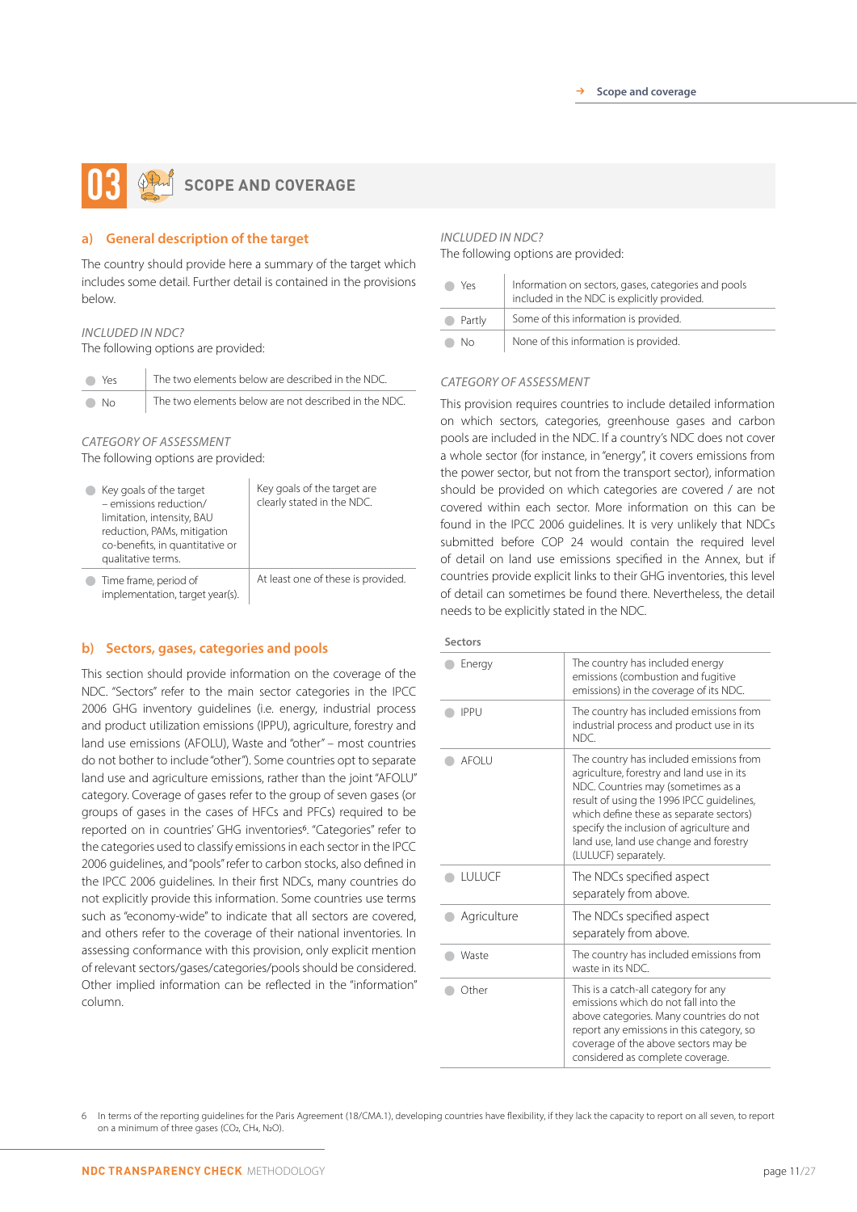# 03 SCOPE AND COVERAGE

## a) General description of the target

The country should provide here a summary of the target which includes some detail. Further detail is contained in the provisions below.

*INCLUDED IN NDC?*
The following options are provided:

| | |
|---|---|
| Yes | The two elements below are described in the NDC. |
| No | The two elements below are not described in the NDC. |

*CATEGORY OF ASSESSMENT*
The following options are provided:

| | |
|---|---|
| Key goals of the target – emissions reduction/ limitation, intensity, BAU reduction, PAMs, mitigation co-benefits, in quantitative or qualitative terms. | Key goals of the target are clearly stated in the NDC. |
| Time frame, period of implementation, target year(s). | At least one of these is provided. |

## b) Sectors, gases, categories and pools

This section should provide information on the coverage of the NDC. "Sectors" refer to the main sector categories in the IPCC 2006 GHG inventory guidelines (i.e. energy, industrial process and product utilization emissions (IPPU), agriculture, forestry and land use emissions (AFOLU), Waste and "other" – most countries do not bother to include "other"). Some countries opt to separate land use and agriculture emissions, rather than the joint "AFOLU" category. Coverage of gases refer to the group of seven gases (or groups of gases in the cases of HFCs and PFCs) required to be reported on in countries' GHG inventories[6]. "Categories" refer to the categories used to classify emissions in each sector in the IPCC 2006 guidelines, and "pools" refer to carbon stocks, also defined in the IPCC 2006 guidelines. In their first NDCs, many countries do not explicitly provide this information. Some countries use terms such as "economy-wide" to indicate that all sectors are covered, and others refer to the coverage of their national inventories. In assessing conformance with this provision, only explicit mention of relevant sectors/gases/categories/pools should be considered. Other implied information can be reflected in the "information" column.

*INCLUDED IN NDC?*
The following options are provided:

| | |
|---|---|
| Yes | Information on sectors, gases, categories and pools included in the NDC is explicitly provided. |
| Partly | Some of this information is provided. |
| No | None of this information is provided. |

*CATEGORY OF ASSESSMENT*

This provision requires countries to include detailed information on which sectors, categories, greenhouse gases and carbon pools are included in the NDC. If a country's NDC does not cover a whole sector (for instance, in "energy", it covers emissions from the power sector, but not from the transport sector), information should be provided on which categories are covered / are not covered within each sector. More information on this can be found in the IPCC 2006 guidelines. It is very unlikely that NDCs submitted before COP 24 would contain the required level of detail on land use emissions specified in the Annex, but if countries provide explicit links to their GHG inventories, this level of detail can sometimes be found there. Nevertheless, the detail needs to be explicitly stated in the NDC.

| Sectors | |
|---|---|
| Energy | The country has included energy emissions (combustion and fugitive emissions) in the coverage of its NDC. |
| IPPU | The country has included emissions from industrial process and product use in its NDC. |
| AFOLU | The country has included emissions from agriculture, forestry and land use in its NDC. Countries may (sometimes as a result of using the 1996 IPCC guidelines, which define these as separate sectors) specify the inclusion of agriculture and land use, land use change and forestry (LULUCF) separately. |
| LULUCF | The NDCs specified aspect separately from above. |
| Agriculture | The NDCs specified aspect separately from above. |
| Waste | The country has included emissions from waste in its NDC. |
| Other | This is a catch-all category for any emissions which do not fall into the above categories. Many countries do not report any emissions in this category, so coverage of the above sectors may be considered as complete coverage. |

6 In terms of the reporting guidelines for the Paris Agreement (18/CMA.1), developing countries have flexibility, if they lack the capacity to report on all seven, to report on a minimum of three gases ($CO_2$, $CH_4$, $N_2O$).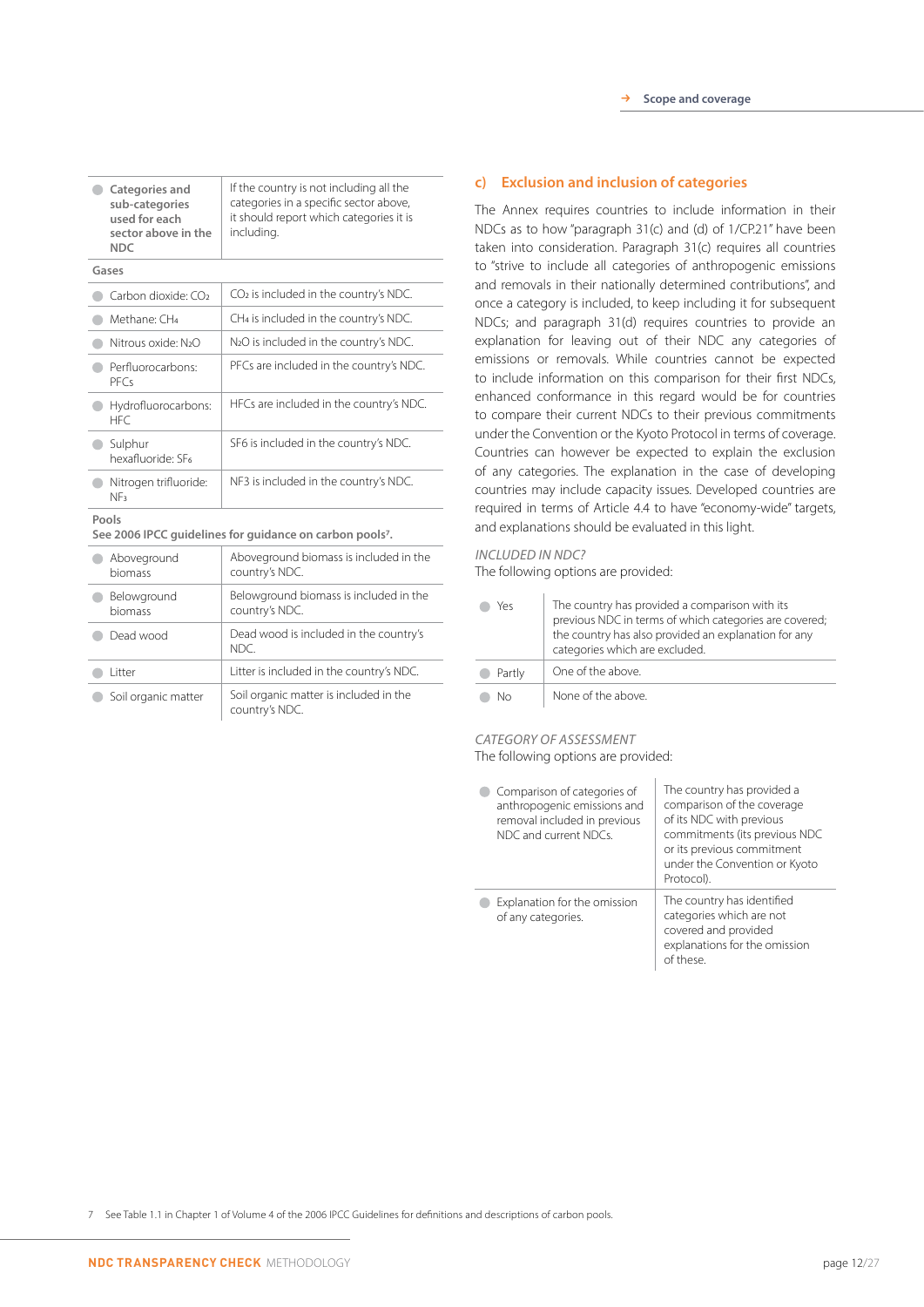| Categories and sub-categories used for each sector above in the NDC | If the country is not including all the categories in a specific sector above, it should report which categories it is including. |
|---|---|
| **Gases** | |
| Carbon dioxide: $CO_2$ | $CO_2$ is included in the country's NDC. |
| Methane: $CH_4$ | $CH_4$ is included in the country's NDC. |
| Nitrous oxide: $N_2O$ | $N_2O$ is included in the country's NDC. |
| Perfluorocarbons: PFCs | PFCs are included in the country's NDC. |
| Hydrofluorocarbons: HFC | HFCs are included in the country's NDC. |
| Sulphur hexafluoride: $SF_6$ | SF6 is included in the country's NDC. |
| Nitrogen trifluoride: $NF_3$ | NF3 is included in the country's NDC. |
| **Pools** See 2006 IPCC guidelines for guidance on carbon pools[7]. | |
| Aboveground biomass | Aboveground biomass is included in the country's NDC. |
| Belowground biomass | Belowground biomass is included in the country's NDC. |
| Dead wood | Dead wood is included in the country's NDC. |
| Litter | Litter is included in the country's NDC. |
| Soil organic matter | Soil organic matter is included in the country's NDC. |

## c) Exclusion and inclusion of categories

The Annex requires countries to include information in their NDCs as to how "paragraph 31(c) and (d) of 1/CP.21" have been taken into consideration. Paragraph 31(c) requires all countries to "strive to include all categories of anthropogenic emissions and removals in their nationally determined contributions", and once a category is included, to keep including it for subsequent NDCs; and paragraph 31(d) requires countries to provide an explanation for leaving out of their NDC any categories of emissions or removals. While countries cannot be expected to include information on this comparison for their first NDCs, enhanced conformance in this regard would be for countries to compare their current NDCs to their previous commitments under the Convention or the Kyoto Protocol in terms of coverage. Countries can however be expected to explain the exclusion of any categories. The explanation in the case of developing countries may include capacity issues. Developed countries are required in terms of Article 4.4 to have "economy-wide" targets, and explanations should be evaluated in this light.

*INCLUDED IN NDC?*
The following options are provided:

| | |
|---|---|
| Yes | The country has provided a comparison with its previous NDC in terms of which categories are covered; the country has also provided an explanation for any categories which are excluded. |
| Partly | One of the above. |
| No | None of the above. |

*CATEGORY OF ASSESSMENT*
The following options are provided:

| | |
|---|---|
| Comparison of categories of anthropogenic emissions and removal included in previous NDC and current NDCs. | The country has provided a comparison of the coverage of its NDC with previous commitments (its previous NDC or its previous commitment under the Convention or Kyoto Protocol). |
| Explanation for the omission of any categories. | The country has identified categories which are not covered and provided explanations for the omission of these. |

7 See Table 1.1 in Chapter 1 of Volume 4 of the 2006 IPCC Guidelines for definitions and descriptions of carbon pools.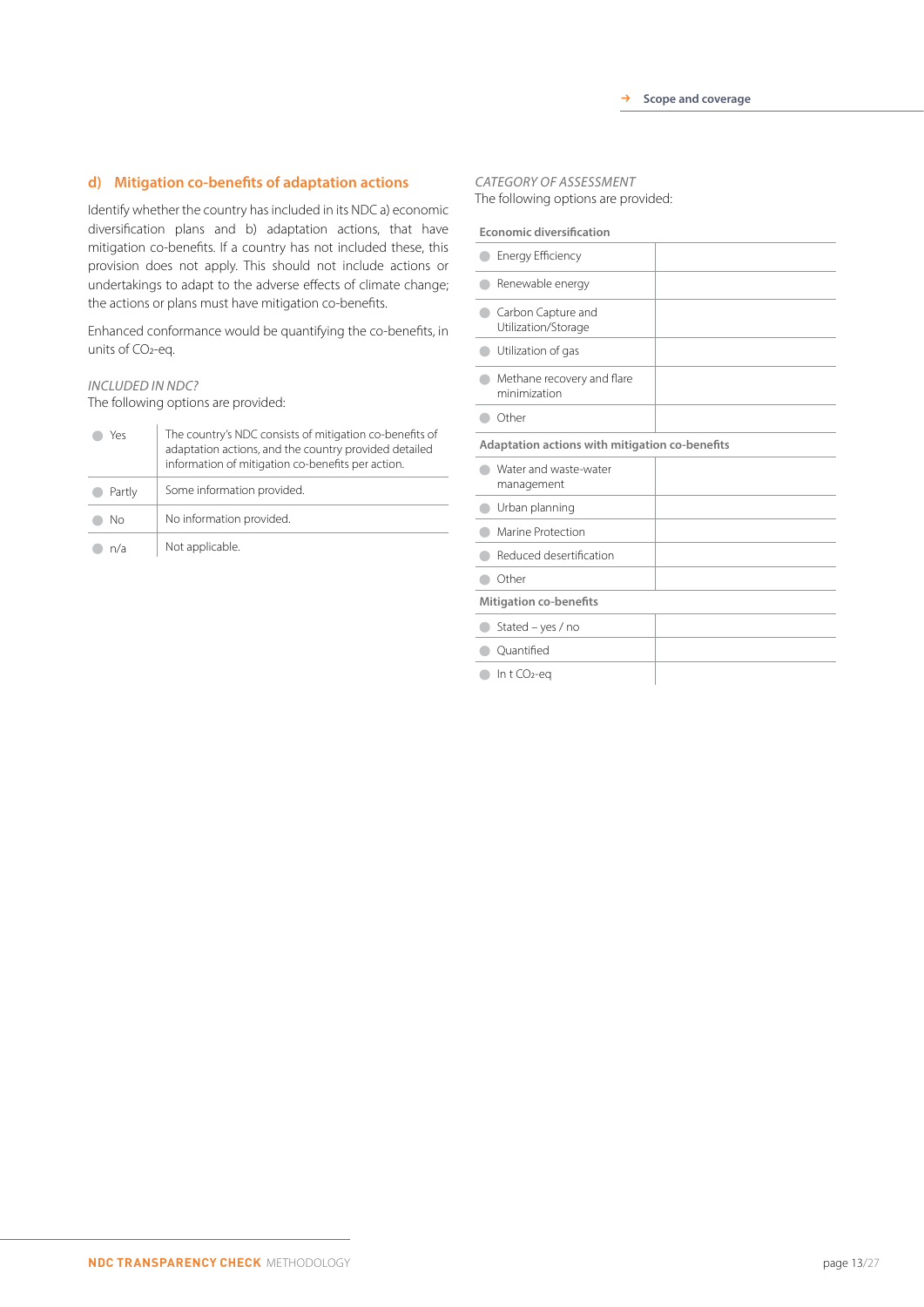## d) Mitigation co-benefits of adaptation actions

Identify whether the country has included in its NDC a) economic diversification plans and b) adaptation actions, that have mitigation co-benefits. If a country has not included these, this provision does not apply. This should not include actions or undertakings to adapt to the adverse effects of climate change; the actions or plans must have mitigation co-benefits.

Enhanced conformance would be quantifying the co-benefits, in units of $CO_2$-eq.

*INCLUDED IN NDC?*
The following options are provided:

| | |
|---|---|
| Yes | The country's NDC consists of mitigation co-benefits of adaptation actions, and the country provided detailed information of mitigation co-benefits per action. |
| Partly | Some information provided. |
| No | No information provided. |
| n/a | Not applicable. |

*CATEGORY OF ASSESSMENT*
The following options are provided:

| Economic diversification | |
|---|---|
| Energy Efficiency | |
| Renewable energy | |
| Carbon Capture and Utilization/Storage | |
| Utilization of gas | |
| Methane recovery and flare minimization | |
| Other | |
| **Adaptation actions with mitigation co-benefits** | |
| Water and waste-water management | |
| Urban planning | |
| Marine Protection | |
| Reduced desertification | |
| Other | |
| **Mitigation co-benefits** | |
| Stated – yes / no | |
| Quantified | |
| In t $CO_2$-eq | |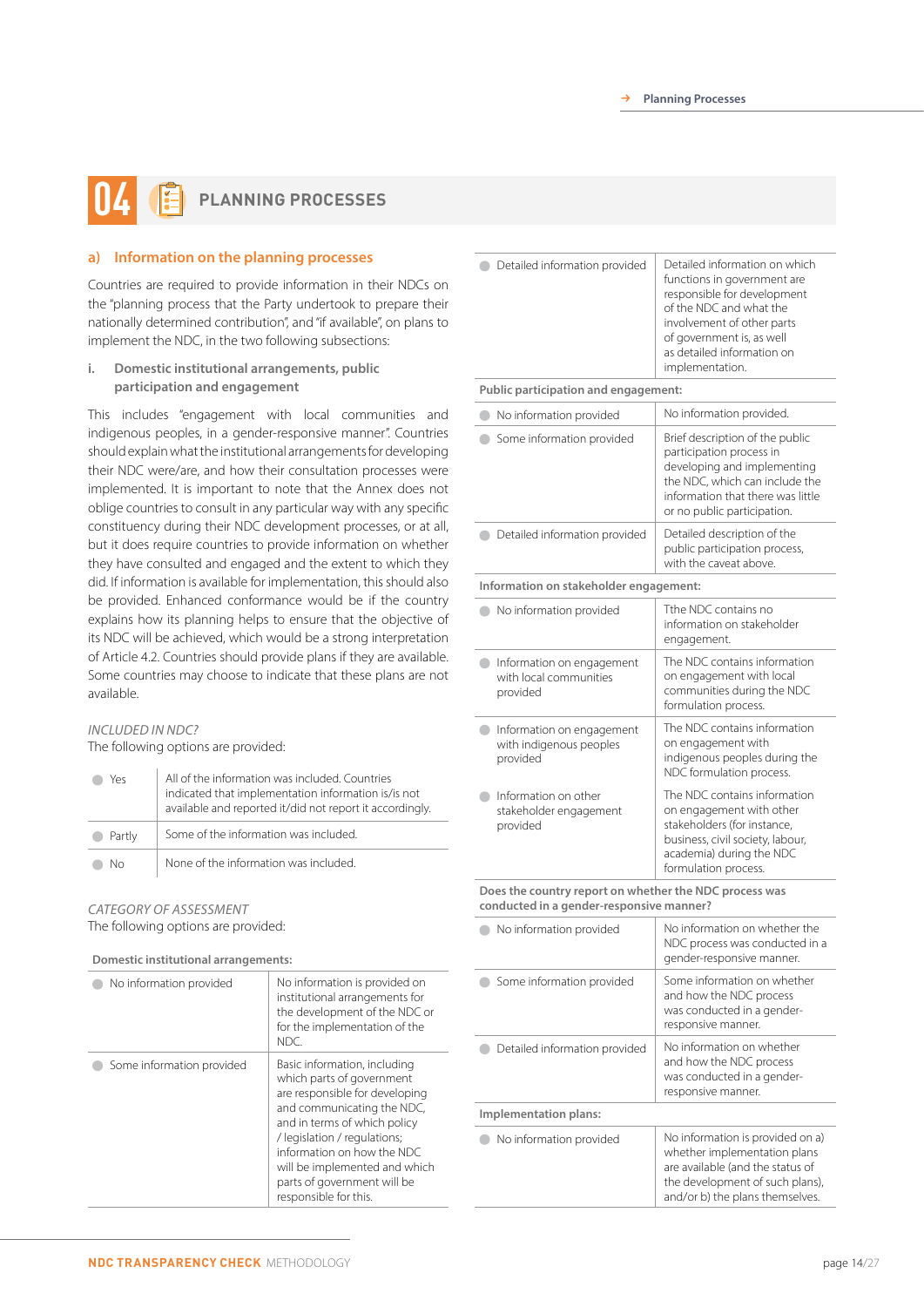# 04 PLANNING PROCESSES

## a) Information on the planning processes

Countries are required to provide information in their NDCs on the "planning process that the Party undertook to prepare their nationally determined contribution", and "if available", on plans to implement the NDC, in the two following subsections:

### i. Domestic institutional arrangements, public participation and engagement

This includes "engagement with local communities and indigenous peoples, in a gender-responsive manner". Countries should explain what the institutional arrangements for developing their NDC were/are, and how their consultation processes were implemented. It is important to note that the Annex does not oblige countries to consult in any particular way with any specific constituency during their NDC development processes, or at all, but it does require countries to provide information on whether they have consulted and engaged and the extent to which they did. If information is available for implementation, this should also be provided. Enhanced conformance would be if the country explains how its planning helps to ensure that the objective of its NDC will be achieved, which would be a strong interpretation of Article 4.2. Countries should provide plans if they are available. Some countries may choose to indicate that these plans are not available.

*INCLUDED IN NDC?*

The following options are provided:

| | |
|---|---|
| Yes | All of the information was included. Countries indicated that implementation information is/is not available and reported it/did not report it accordingly. |
| Partly | Some of the information was included. |
| No | None of the information was included. |

*CATEGORY OF ASSESSMENT*

The following options are provided:

| Domestic institutional arrangements: | |
|---|---|
| No information provided | No information is provided on institutional arrangements for the development of the NDC or for the implementation of the NDC. |
| Some information provided | Basic information, including which parts of government are responsible for developing and communicating the NDC, and in terms of which policy / legislation / regulations; information on how the NDC will be implemented and which parts of government will be responsible for this. |
| Detailed information provided | Detailed information on which functions in government are responsible for development of the NDC and what the involvement of other parts of government is, as well as detailed information on implementation. |
| **Public participation and engagement:** | |
| No information provided | No information provided. |
| Some information provided | Brief description of the public participation process in developing and implementing the NDC, which can include the information that there was little or no public participation. |
| Detailed information provided | Detailed description of the public participation process, with the caveat above. |
| **Information on stakeholder engagement:** | |
| No information provided | Tthe NDC contains no information on stakeholder engagement. |
| Information on engagement with local communities provided | The NDC contains information on engagement with local communities during the NDC formulation process. |
| Information on engagement with indigenous peoples provided | The NDC contains information on engagement with indigenous peoples during the NDC formulation process. |
| Information on other stakeholder engagement provided | The NDC contains information on engagement with other stakeholders (for instance, business, civil society, labour, academia) during the NDC formulation process. |
| **Does the country report on whether the NDC process was conducted in a gender-responsive manner?** | |
| No information provided | No information on whether the NDC process was conducted in a gender-responsive manner. |
| Some information provided | Some information on whether and how the NDC process was conducted in a gender-responsive manner. |
| Detailed information provided | No information on whether and how the NDC process was conducted in a gender-responsive manner. |
| **Implementation plans:** | |
| No information provided | No information is provided on a) whether implementation plans are available (and the status of the development of such plans), and/or b) the plans themselves. |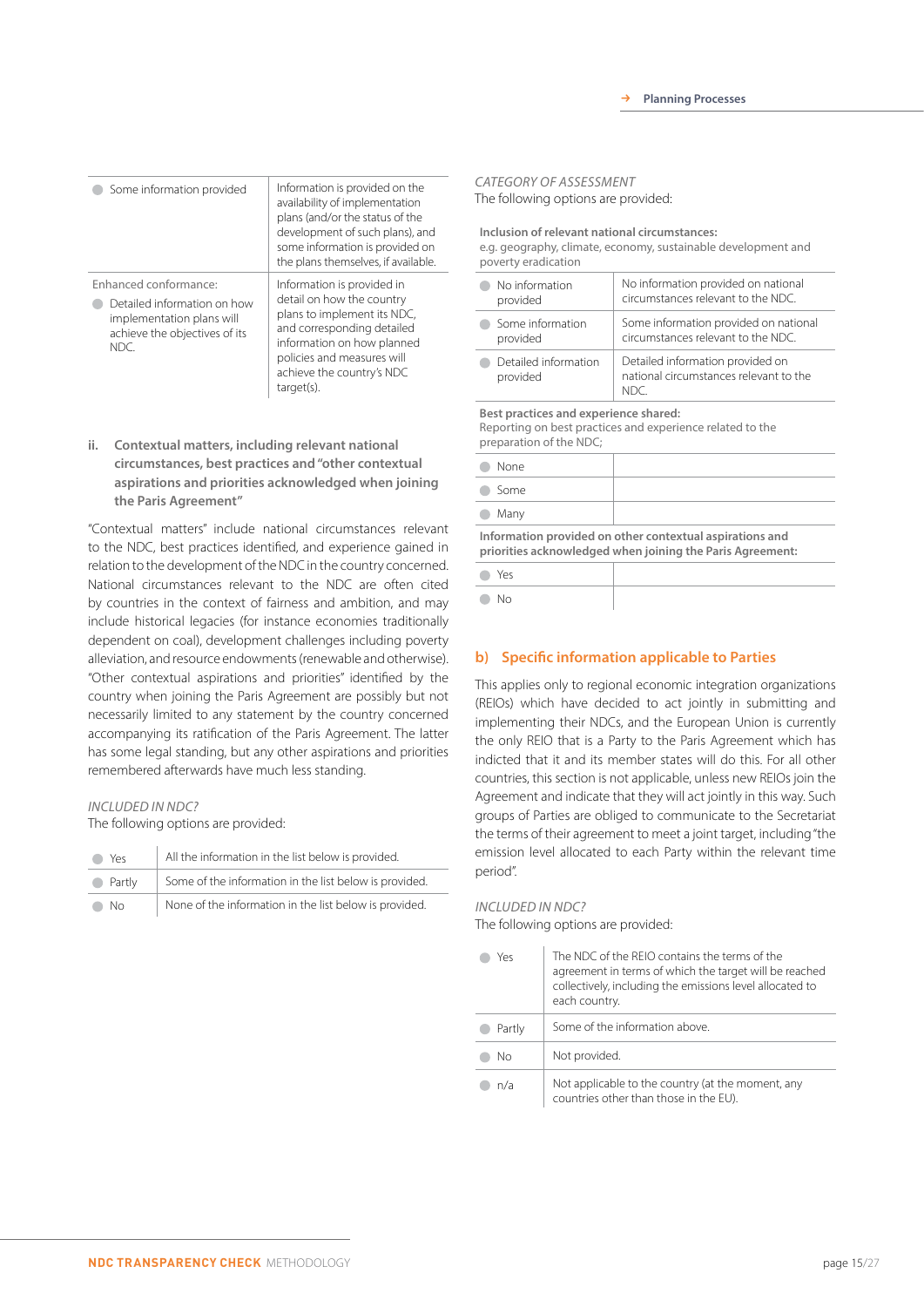| | |
|---|---|
| Some information provided | Information is provided on the availability of implementation plans (and/or the status of the development of such plans), and some information is provided on the plans themselves, if available. |
| Enhanced conformance: Detailed information on how implementation plans will achieve the objectives of its NDC. | Information is provided in detail on how the country plans to implement its NDC, and corresponding detailed information on how planned policies and measures will achieve the country's NDC target(s). |

### ii. Contextual matters, including relevant national circumstances, best practices and "other contextual aspirations and priorities acknowledged when joining the Paris Agreement"

"Contextual matters" include national circumstances relevant to the NDC, best practices identified, and experience gained in relation to the development of the NDC in the country concerned. National circumstances relevant to the NDC are often cited by countries in the context of fairness and ambition, and may include historical legacies (for instance economies traditionally dependent on coal), development challenges including poverty alleviation, and resource endowments (renewable and otherwise). "Other contextual aspirations and priorities" identified by the country when joining the Paris Agreement are possibly but not necessarily limited to any statement by the country concerned accompanying its ratification of the Paris Agreement. The latter has some legal standing, but any other aspirations and priorities remembered afterwards have much less standing.

*INCLUDED IN NDC?*
The following options are provided:

| | |
|---|---|
| Yes | All the information in the list below is provided. |
| Partly | Some of the information in the list below is provided. |
| No | None of the information in the list below is provided. |

*CATEGORY OF ASSESSMENT*
The following options are provided:

**Inclusion of relevant national circumstances:**
e.g. geography, climate, economy, sustainable development and poverty eradication

| | |
|---|---|
| No information provided | No information provided on national circumstances relevant to the NDC. |
| Some information provided | Some information provided on national circumstances relevant to the NDC. |
| Detailed information provided | Detailed information provided on national circumstances relevant to the NDC. |

**Best practices and experience shared:**
Reporting on best practices and experience related to the preparation of the NDC;

| | |
|---|---|
| None | |
| Some | |
| Many | |

**Information provided on other contextual aspirations and priorities acknowledged when joining the Paris Agreement:**

| | |
|---|---|
| Yes | |
| No | |

## b) Specific information applicable to Parties

This applies only to regional economic integration organizations (REIOs) which have decided to act jointly in submitting and implementing their NDCs, and the European Union is currently the only REIO that is a Party to the Paris Agreement which has indicted that it and its member states will do this. For all other countries, this section is not applicable, unless new REIOs join the Agreement and indicate that they will act jointly in this way. Such groups of Parties are obliged to communicate to the Secretariat the terms of their agreement to meet a joint target, including "the emission level allocated to each Party within the relevant time period".

*INCLUDED IN NDC?*
The following options are provided:

| | |
|---|---|
| Yes | The NDC of the REIO contains the terms of the agreement in terms of which the target will be reached collectively, including the emissions level allocated to each country. |
| Partly | Some of the information above. |
| No | Not provided. |
| n/a | Not applicable to the country (at the moment, any countries other than those in the EU). |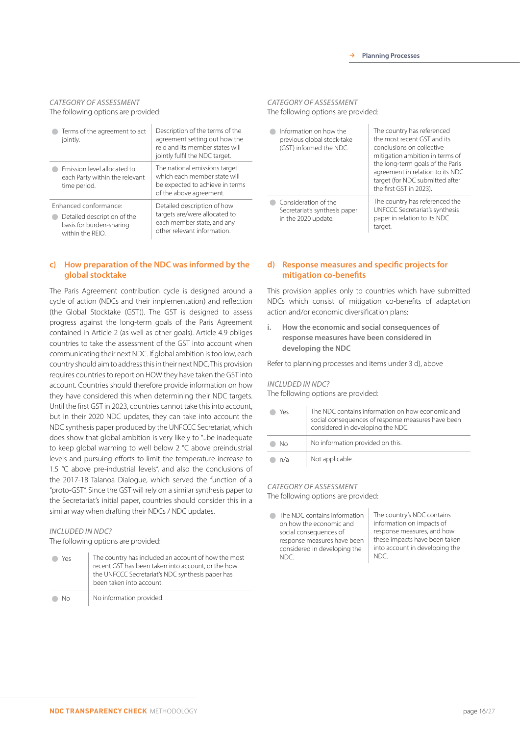*CATEGORY OF ASSESSMENT*
The following options are provided:

| Option | Description |
|---|---|
| Terms of the agreement to act jointly. | Description of the terms of the agreement setting out how the reio and its member states will jointly fulfil the NDC target. |
| Emission level allocated to each Party within the relevant time period. | The national emissions target which each member state will be expected to achieve in terms of the above agreement. |
| Enhanced conformance: Detailed description of the basis for burden-sharing within the REIO. | Detailed description of how targets are/were allocated to each member state, and any other relevant information. |

## c) How preparation of the NDC was informed by the global stocktake

The Paris Agreement contribution cycle is designed around a cycle of action (NDCs and their implementation) and reflection (the Global Stocktake (GST)). The GST is designed to assess progress against the long-term goals of the Paris Agreement contained in Article 2 (as well as other goals). Article 4.9 obliges countries to take the assessment of the GST into account when communicating their next NDC. If global ambition is too low, each country should aim to address this in their next NDC. This provision requires countries to report on HOW they have taken the GST into account. Countries should therefore provide information on how they have considered this when determining their NDC targets. Until the first GST in 2023, countries cannot take this into account, but in their 2020 NDC updates, they can take into account the NDC synthesis paper produced by the UNFCCC Secretariat, which does show that global ambition is very likely to "...be inadequate to keep global warming to well below 2 °C above preindustrial levels and pursuing efforts to limit the temperature increase to 1.5 °C above pre-industrial levels", and also the conclusions of the 2017-18 Talanoa Dialogue, which served the function of a "proto-GST". Since the GST will rely on a similar synthesis paper to the Secretariat's initial paper, countries should consider this in a similar way when drafting their NDCs / NDC updates.

*INCLUDED IN NDC?*
The following options are provided:

| Option | Description |
|---|---|
| Yes | The country has included an account of how the most recent GST has been taken into account, or the how the UNFCCC Secretariat's NDC synthesis paper has been taken into account. |
| No | No information provided. |

*CATEGORY OF ASSESSMENT*
The following options are provided:

| Option | Description |
|---|---|
| Information on how the previous global stock-take (GST) informed the NDC. | The country has referenced the most recent GST and its conclusions on collective mitigation ambition in terms of the long-term goals of the Paris agreement in relation to its NDC target (for NDC submitted after the first GST in 2023). |
| Consideration of the Secretariat's synthesis paper in the 2020 update. | The country has referenced the UNFCCC Secretariat's synthesis paper in relation to its NDC target. |

## d) Response measures and specific projects for mitigation co-benefits

This provision applies only to countries which have submitted NDCs which consist of mitigation co-benefits of adaptation action and/or economic diversification plans:

### i. How the economic and social consequences of response measures have been considered in developing the NDC

Refer to planning processes and items under 3 d), above

*INCLUDED IN NDC?*
The following options are provided:

| Option | Description |
|---|---|
| Yes | The NDC contains information on how economic and social consequences of response measures have been considered in developing the NDC. |
| No | No information provided on this. |
| n/a | Not applicable. |

*CATEGORY OF ASSESSMENT*
The following options are provided:

| Option | Description |
|---|---|
| The NDC contains information on how the economic and social consequences of response measures have been considered in developing the NDC. | The country's NDC contains information on impacts of response measures, and how these impacts have been taken into account in developing the NDC. |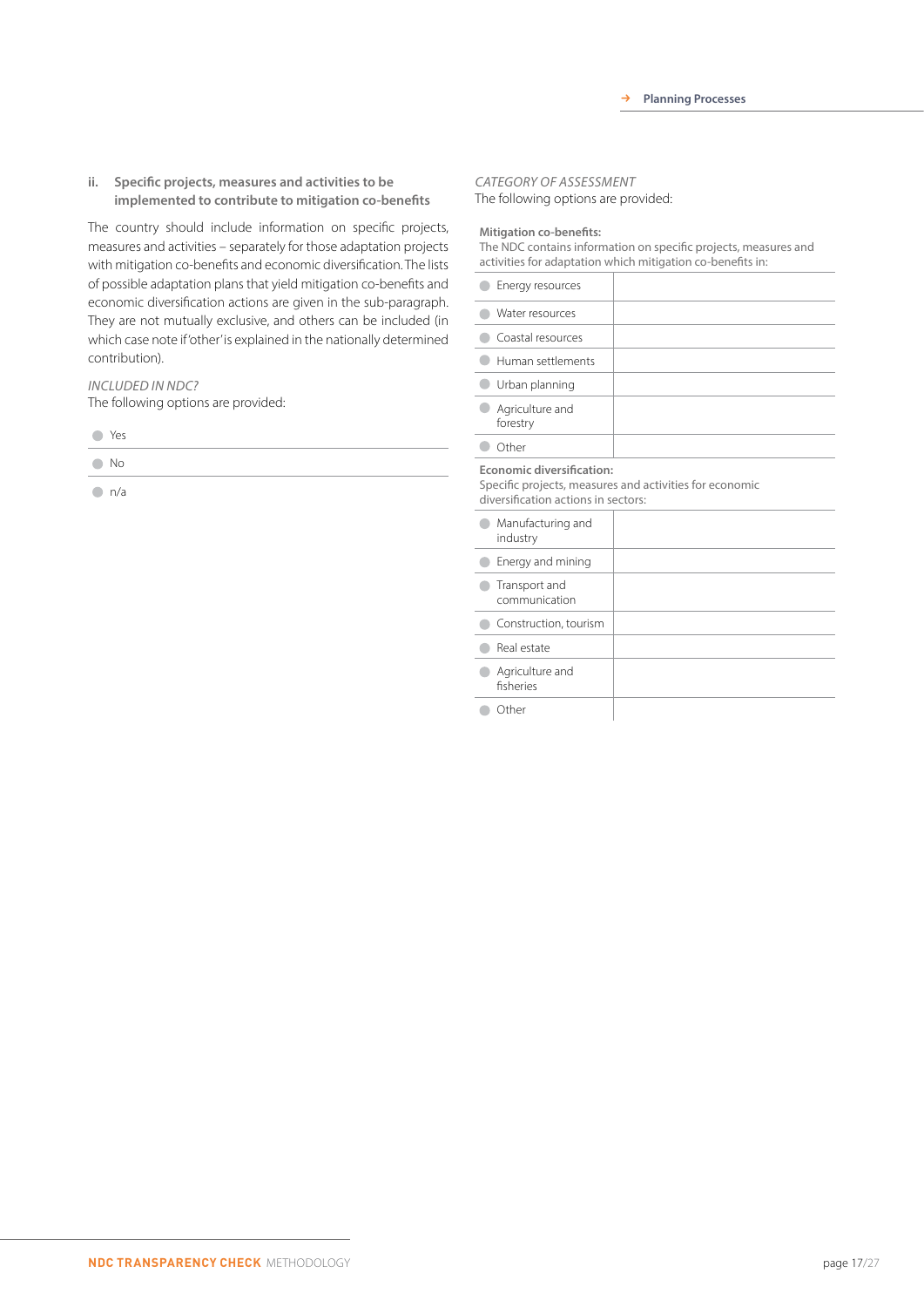### ii. Specific projects, measures and activities to be implemented to contribute to mitigation co-benefits

The country should include information on specific projects, measures and activities – separately for those adaptation projects with mitigation co-benefits and economic diversification. The lists of possible adaptation plans that yield mitigation co-benefits and economic diversification actions are given in the sub-paragraph. They are not mutually exclusive, and others can be included (in which case note if 'other' is explained in the nationally determined contribution).

*INCLUDED IN NDC?*
The following options are provided:

- Yes
- No
- n/a

*CATEGORY OF ASSESSMENT*
The following options are provided:

**Mitigation co-benefits:**
The NDC contains information on specific projects, measures and activities for adaptation which mitigation co-benefits in:

| | |
|---|---|
| Energy resources | |
| Water resources | |
| Coastal resources | |
| Human settlements | |
| Urban planning | |
| Agriculture and forestry | |
| Other | |

**Economic diversification:**
Specific projects, measures and activities for economic diversification actions in sectors:

| | |
|---|---|
| Manufacturing and industry | |
| Energy and mining | |
| Transport and communication | |
| Construction, tourism | |
| Real estate | |
| Agriculture and fisheries | |
| Other | |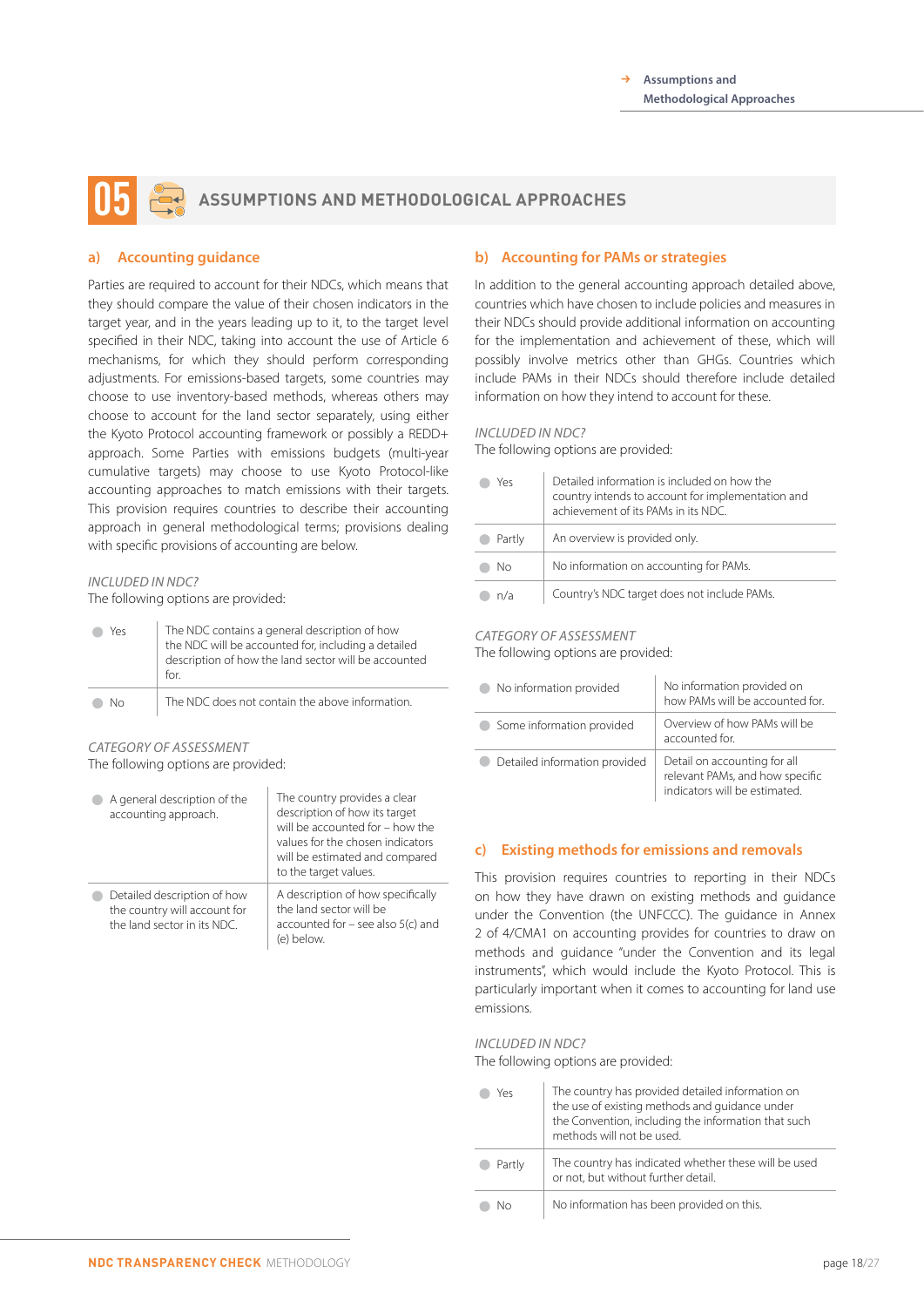# 05 ASSUMPTIONS AND METHODOLOGICAL APPROACHES

## a) Accounting guidance

Parties are required to account for their NDCs, which means that they should compare the value of their chosen indicators in the target year, and in the years leading up to it, to the target level specified in their NDC, taking into account the use of Article 6 mechanisms, for which they should perform corresponding adjustments. For emissions-based targets, some countries may choose to use inventory-based methods, whereas others may choose to account for the land sector separately, using either the Kyoto Protocol accounting framework or possibly a REDD+ approach. Some Parties with emissions budgets (multi-year cumulative targets) may choose to use Kyoto Protocol-like accounting approaches to match emissions with their targets. This provision requires countries to describe their accounting approach in general methodological terms; provisions dealing with specific provisions of accounting are below.

*INCLUDED IN NDC?*
The following options are provided:

| | |
|---|---|
| Yes | The NDC contains a general description of how the NDC will be accounted for, including a detailed description of how the land sector will be accounted for. |
| No | The NDC does not contain the above information. |

*CATEGORY OF ASSESSMENT*
The following options are provided:

| | |
|---|---|
| A general description of the accounting approach. | The country provides a clear description of how its target will be accounted for – how the values for the chosen indicators will be estimated and compared to the target values. |
| Detailed description of how the country will account for the land sector in its NDC. | A description of how specifically the land sector will be accounted for – see also 5(c) and (e) below. |

## b) Accounting for PAMs or strategies

In addition to the general accounting approach detailed above, countries which have chosen to include policies and measures in their NDCs should provide additional information on accounting for the implementation and achievement of these, which will possibly involve metrics other than GHGs. Countries which include PAMs in their NDCs should therefore include detailed information on how they intend to account for these.

*INCLUDED IN NDC?*
The following options are provided:

| | |
|---|---|
| Yes | Detailed information is included on how the country intends to account for implementation and achievement of its PAMs in its NDC. |
| Partly | An overview is provided only. |
| No | No information on accounting for PAMs. |
| n/a | Country's NDC target does not include PAMs. |

*CATEGORY OF ASSESSMENT*
The following options are provided:

| | |
|---|---|
| No information provided | No information provided on how PAMs will be accounted for. |
| Some information provided | Overview of how PAMs will be accounted for. |
| Detailed information provided | Detail on accounting for all relevant PAMs, and how specific indicators will be estimated. |

## c) Existing methods for emissions and removals

This provision requires countries to reporting in their NDCs on how they have drawn on existing methods and guidance under the Convention (the UNFCCC). The guidance in Annex 2 of 4/CMA1 on accounting provides for countries to draw on methods and guidance "under the Convention and its legal instruments", which would include the Kyoto Protocol. This is particularly important when it comes to accounting for land use emissions.

*INCLUDED IN NDC?*
The following options are provided:

| | |
|---|---|
| Yes | The country has provided detailed information on the use of existing methods and guidance under the Convention, including the information that such methods will not be used. |
| Partly | The country has indicated whether these will be used or not, but without further detail. |
| No | No information has been provided on this. |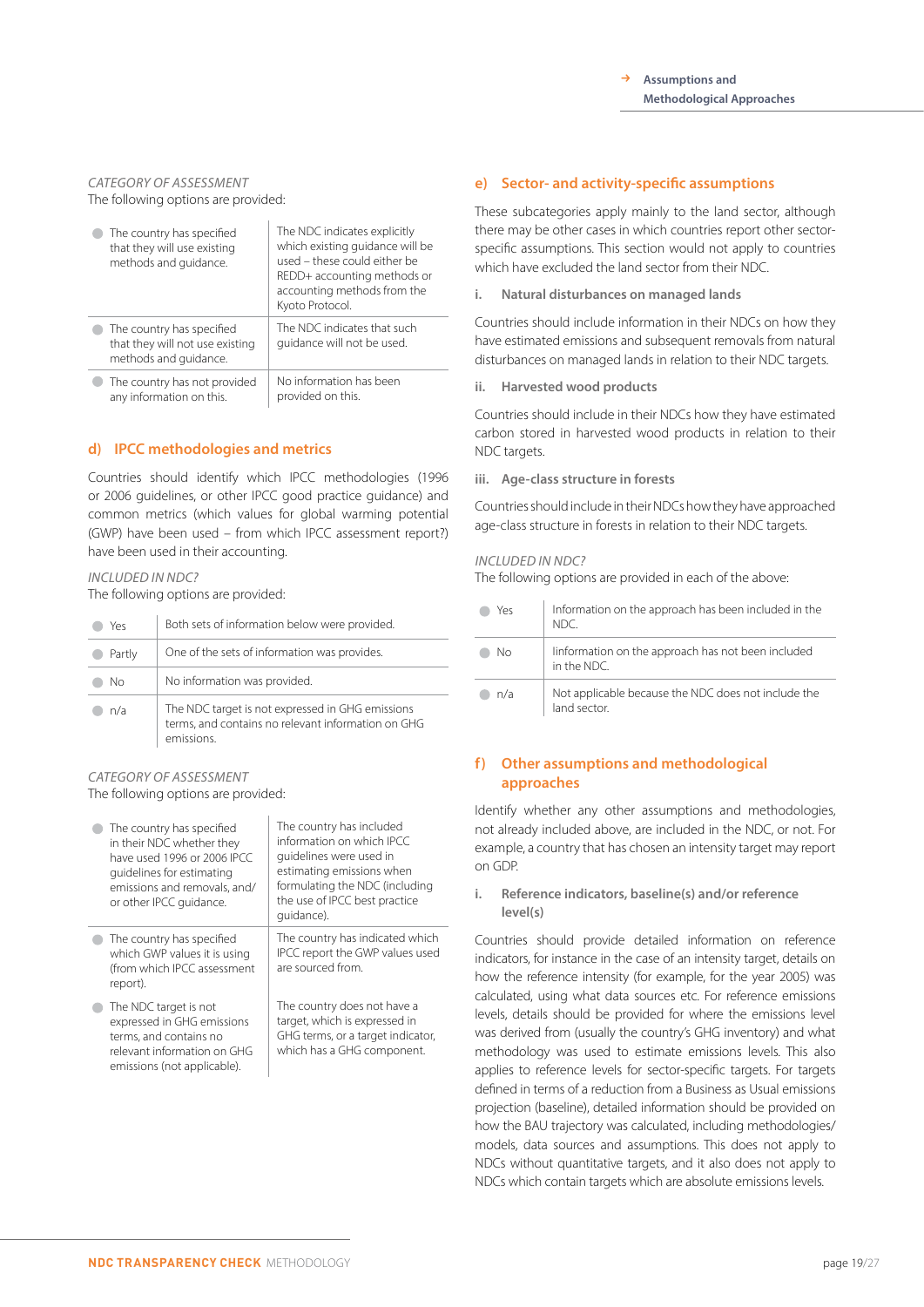*CATEGORY OF ASSESSMENT*
The following options are provided:

| | |
|---|---|
| The country has specified that they will use existing methods and guidance. | The NDC indicates explicitly which existing guidance will be used – these could either be REDD+ accounting methods or accounting methods from the Kyoto Protocol. |
| The country has specified that they will not use existing methods and guidance. | The NDC indicates that such guidance will not be used. |
| The country has not provided any information on this. | No information has been provided on this. |

## d) IPCC methodologies and metrics

Countries should identify which IPCC methodologies (1996 or 2006 guidelines, or other IPCC good practice guidance) and common metrics (which values for global warming potential (GWP) have been used – from which IPCC assessment report?) have been used in their accounting.

*INCLUDED IN NDC?*
The following options are provided:

| | |
|---|---|
| Yes | Both sets of information below were provided. |
| Partly | One of the sets of information was provides. |
| No | No information was provided. |
| n/a | The NDC target is not expressed in GHG emissions terms, and contains no relevant information on GHG emissions. |

*CATEGORY OF ASSESSMENT*
The following options are provided:

| | |
|---|---|
| The country has specified in their NDC whether they have used 1996 or 2006 IPCC guidelines for estimating emissions and removals, and/or other IPCC guidance. | The country has included information on which IPCC guidelines were used in estimating emissions when formulating the NDC (including the use of IPCC best practice guidance). |
| The country has specified which GWP values it is using (from which IPCC assessment report). | The country has indicated which IPCC report the GWP values used are sourced from. |
| The NDC target is not expressed in GHG emissions terms, and contains no relevant information on GHG emissions (not applicable). | The country does not have a target, which is expressed in GHG terms, or a target indicator, which has a GHG component. |

## e) Sector- and activity-specific assumptions

These subcategories apply mainly to the land sector, although there may be other cases in which countries report other sector-specific assumptions. This section would not apply to countries which have excluded the land sector from their NDC.

### i. Natural disturbances on managed lands

Countries should include information in their NDCs on how they have estimated emissions and subsequent removals from natural disturbances on managed lands in relation to their NDC targets.

### ii. Harvested wood products

Countries should include in their NDCs how they have estimated carbon stored in harvested wood products in relation to their NDC targets.

### iii. Age-class structure in forests

Countries should include in their NDCs how they have approached age-class structure in forests in relation to their NDC targets.

*INCLUDED IN NDC?*
The following options are provided in each of the above:

| | |
|---|---|
| Yes | Information on the approach has been included in the NDC. |
| No | Iinformation on the approach has not been included in the NDC. |
| n/a | Not applicable because the NDC does not include the land sector. |

## f) Other assumptions and methodological approaches

Identify whether any other assumptions and methodologies, not already included above, are included in the NDC, or not. For example, a country that has chosen an intensity target may report on GDP.

### i. Reference indicators, baseline(s) and/or reference level(s)

Countries should provide detailed information on reference indicators, for instance in the case of an intensity target, details on how the reference intensity (for example, for the year 2005) was calculated, using what data sources etc. For reference emissions levels, details should be provided for where the emissions level was derived from (usually the country's GHG inventory) and what methodology was used to estimate emissions levels. This also applies to reference levels for sector-specific targets. For targets defined in terms of a reduction from a Business as Usual emissions projection (baseline), detailed information should be provided on how the BAU trajectory was calculated, including methodologies/models, data sources and assumptions. This does not apply to NDCs without quantitative targets, and it also does not apply to NDCs which contain targets which are absolute emissions levels.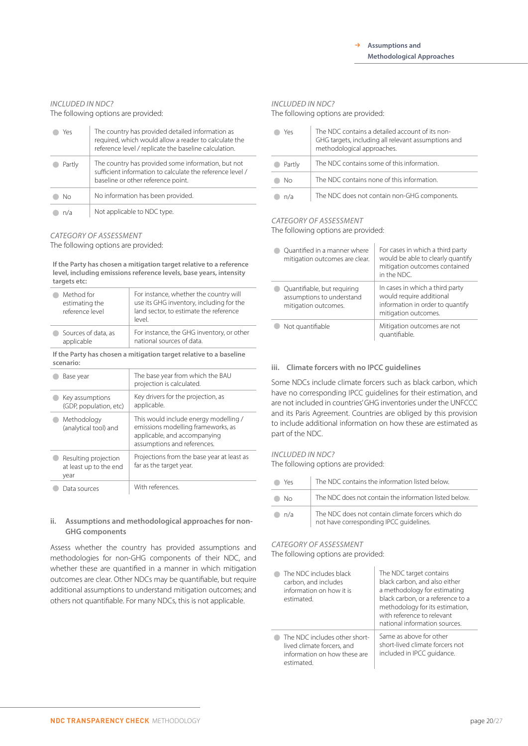*INCLUDED IN NDC?*
The following options are provided:

| | |
|---|---|
| Yes | The country has provided detailed information as required, which would allow a reader to calculate the reference level / replicate the baseline calculation. |
| Partly | The country has provided some information, but not sufficient information to calculate the reference level / baseline or other reference point. |
| No | No information has been provided. |
| n/a | Not applicable to NDC type. |

*CATEGORY OF ASSESSMENT*
The following options are provided:

| **If the Party has chosen a mitigation target relative to a reference level, including emissions reference levels, base years, intensity targets etc:** | |
|---|---|
| Method for estimating the reference level | For instance, whether the country will use its GHG inventory, including for the land sector, to estimate the reference level. |
| Sources of data, as applicable | For instance, the GHG inventory, or other national sources of data. |
| **If the Party has chosen a mitigation target relative to a baseline scenario:** | |
| Base year | The base year from which the BAU projection is calculated. |
| Key assumptions (GDP, population, etc) | Key drivers for the projection, as applicable. |
| Methodology (analytical tool) and | This would include energy modelling / emissions modelling frameworks, as applicable, and accompanying assumptions and references. |
| Resulting projection at least up to the end year | Projections from the base year at least as far as the target year. |
| Data sources | With references. |

### ii. Assumptions and methodological approaches for non-GHG components

Assess whether the country has provided assumptions and methodologies for non-GHG components of their NDC, and whether these are quantified in a manner in which mitigation outcomes are clear. Other NDCs may be quantifiable, but require additional assumptions to understand mitigation outcomes; and others not quantifiable. For many NDCs, this is not applicable.

*INCLUDED IN NDC?*
The following options are provided:

| | |
|---|---|
| Yes | The NDC contains a detailed account of its non-GHG targets, including all relevant assumptions and methodological approaches. |
| Partly | The NDC contains some of this information. |
| No | The NDC contains none of this information. |
| n/a | The NDC does not contain non-GHG components. |

*CATEGORY OF ASSESSMENT*
The following options are provided:

| | |
|---|---|
| Quantified in a manner where mitigation outcomes are clear. | For cases in which a third party would be able to clearly quantify mitigation outcomes contained in the NDC. |
| Quantifiable, but requiring assumptions to understand mitigation outcomes. | In cases in which a third party would require additional information in order to quantify mitigation outcomes. |
| Not quantifiable | Mitigation outcomes are not quantifiable. |

### iii. Climate forcers with no IPCC guidelines

Some NDCs include climate forcers such as black carbon, which have no corresponding IPCC guidelines for their estimation, and are not included in countries' GHG inventories under the UNFCCC and its Paris Agreement. Countries are obliged by this provision to include additional information on how these are estimated as part of the NDC.

*INCLUDED IN NDC?*
The following options are provided:

| | |
|---|---|
| Yes | The NDC contains the information listed below. |
| No | The NDC does not contain the information listed below. |
| n/a | The NDC does not contain climate forcers which do not have corresponding IPCC guidelines. |

*CATEGORY OF ASSESSMENT*
The following options are provided:

| | |
|---|---|
| The NDC includes black carbon, and includes information on how it is estimated. | The NDC target contains black carbon, and also either a methodology for estimating black carbon, or a reference to a methodology for its estimation, with reference to relevant national information sources. |
| The NDC includes other short-lived climate forcers, and information on how these are estimated. | Same as above for other short-lived climate forcers not included in IPCC guidance. |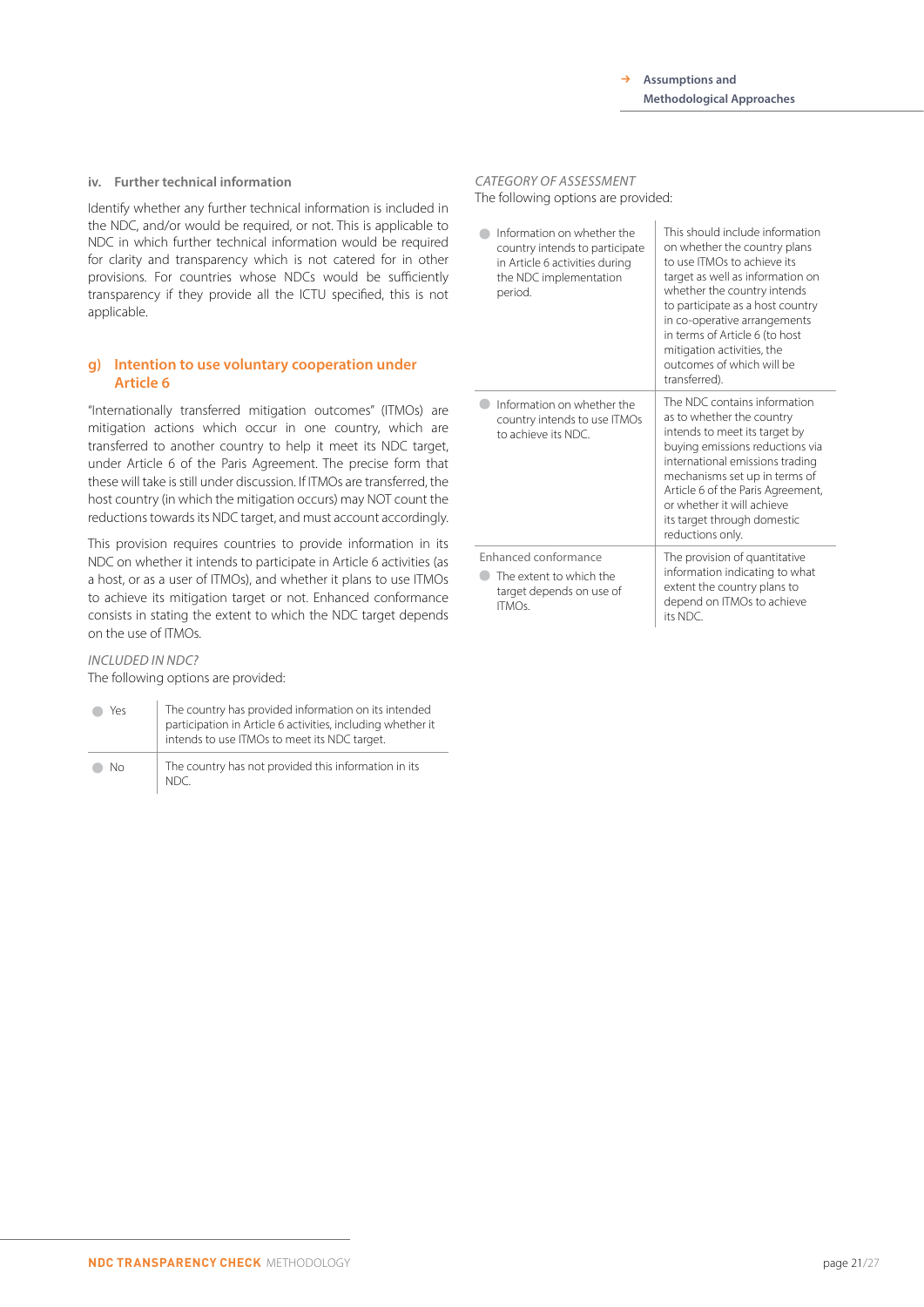### iv. Further technical information

Identify whether any further technical information is included in the NDC, and/or would be required, or not. This is applicable to NDC in which further technical information would be required for clarity and transparency which is not catered for in other provisions. For countries whose NDCs would be sufficiently transparency if they provide all the ICTU specified, this is not applicable.

## g) Intention to use voluntary cooperation under Article 6

"Internationally transferred mitigation outcomes" (ITMOs) are mitigation actions which occur in one country, which are transferred to another country to help it meet its NDC target, under Article 6 of the Paris Agreement. The precise form that these will take is still under discussion. If ITMOs are transferred, the host country (in which the mitigation occurs) may NOT count the reductions towards its NDC target, and must account accordingly.

This provision requires countries to provide information in its NDC on whether it intends to participate in Article 6 activities (as a host, or as a user of ITMOs), and whether it plans to use ITMOs to achieve its mitigation target or not. Enhanced conformance consists in stating the extent to which the NDC target depends on the use of ITMOs.

*INCLUDED IN NDC?*

The following options are provided:

| | |
|---|---|
| Yes | The country has provided information on its intended participation in Article 6 activities, including whether it intends to use ITMOs to meet its NDC target. |
| No | The country has not provided this information in its NDC. |

*CATEGORY OF ASSESSMENT*

The following options are provided:

| | |
|---|---|
| Information on whether the country intends to participate in Article 6 activities during the NDC implementation period. | This should include information on whether the country plans to use ITMOs to achieve its target as well as information on whether the country intends to participate as a host country in co-operative arrangements in terms of Article 6 (to host mitigation activities, the outcomes of which will be transferred). |
| Information on whether the country intends to use ITMOs to achieve its NDC. | The NDC contains information as to whether the country intends to meet its target by buying emissions reductions via international emissions trading mechanisms set up in terms of Article 6 of the Paris Agreement, or whether it will achieve its target through domestic reductions only. |
| Enhanced conformance<br>The extent to which the target depends on use of ITMOs. | The provision of quantitative information indicating to what extent the country plans to depend on ITMOs to achieve its NDC. |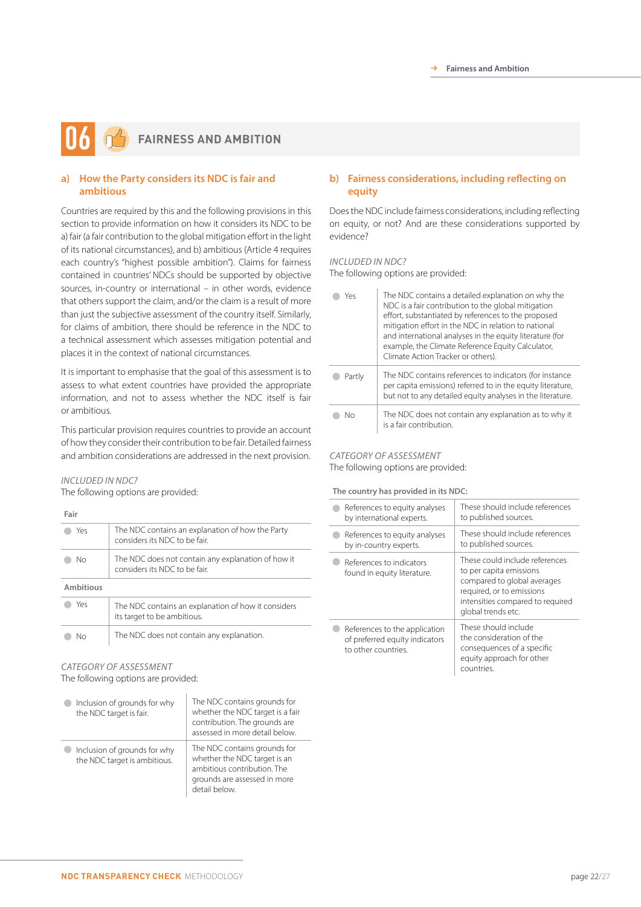# 06 FAIRNESS AND AMBITION

## a) How the Party considers its NDC is fair and ambitious

Countries are required by this and the following provisions in this section to provide information on how it considers its NDC to be a) fair (a fair contribution to the global mitigation effort in the light of its national circumstances), and b) ambitious (Article 4 requires each country's "highest possible ambition"). Claims for fairness contained in countries' NDCs should be supported by objective sources, in-country or international – in other words, evidence that others support the claim, and/or the claim is a result of more than just the subjective assessment of the country itself. Similarly, for claims of ambition, there should be reference in the NDC to a technical assessment which assesses mitigation potential and places it in the context of national circumstances.

It is important to emphasise that the goal of this assessment is to assess to what extent countries have provided the appropriate information, and not to assess whether the NDC itself is fair or ambitious.

This particular provision requires countries to provide an account of how they consider their contribution to be fair. Detailed fairness and ambition considerations are addressed in the next provision.

*INCLUDED IN NDC?*
The following options are provided:

| Fair | |
|---|---|
| Yes | The NDC contains an explanation of how the Party considers its NDC to be fair. |
| No | The NDC does not contain any explanation of how it considers its NDC to be fair. |
| **Ambitious** | |
| Yes | The NDC contains an explanation of how it considers its target to be ambitious. |
| No | The NDC does not contain any explanation. |

*CATEGORY OF ASSESSMENT*
The following options are provided:

| | |
|---|---|
| Inclusion of grounds for why the NDC target is fair. | The NDC contains grounds for whether the NDC target is a fair contribution. The grounds are assessed in more detail below. |
| Inclusion of grounds for why the NDC target is ambitious. | The NDC contains grounds for whether the NDC target is an ambitious contribution. The grounds are assessed in more detail below. |

## b) Fairness considerations, including reflecting on equity

Does the NDC include fairness considerations, including reflecting on equity, or not? And are these considerations supported by evidence?

*INCLUDED IN NDC?*
The following options are provided:

| | |
|---|---|
| Yes | The NDC contains a detailed explanation on why the NDC is a fair contribution to the global mitigation effort, substantiated by references to the proposed mitigation effort in the NDC in relation to national and international analyses in the equity literature (for example, the Climate Reference Equity Calculator, Climate Action Tracker or others). |
| Partly | The NDC contains references to indicators (for instance per capita emissions) referred to in the equity literature, but not to any detailed equity analyses in the literature. |
| No | The NDC does not contain any explanation as to why it is a fair contribution. |

*CATEGORY OF ASSESSMENT*
The following options are provided:

| The country has provided in its NDC: | |
|---|---|
| References to equity analyses by international experts. | These should include references to published sources. |
| References to equity analyses by in-country experts. | These should include references to published sources. |
| References to indicators found in equity literature. | These could include references to per capita emissions compared to global averages required, or to emissions intensities compared to required global trends etc. |
| References to the application of preferred equity indicators to other countries. | These should include the consideration of the consequences of a specific equity approach for other countries. |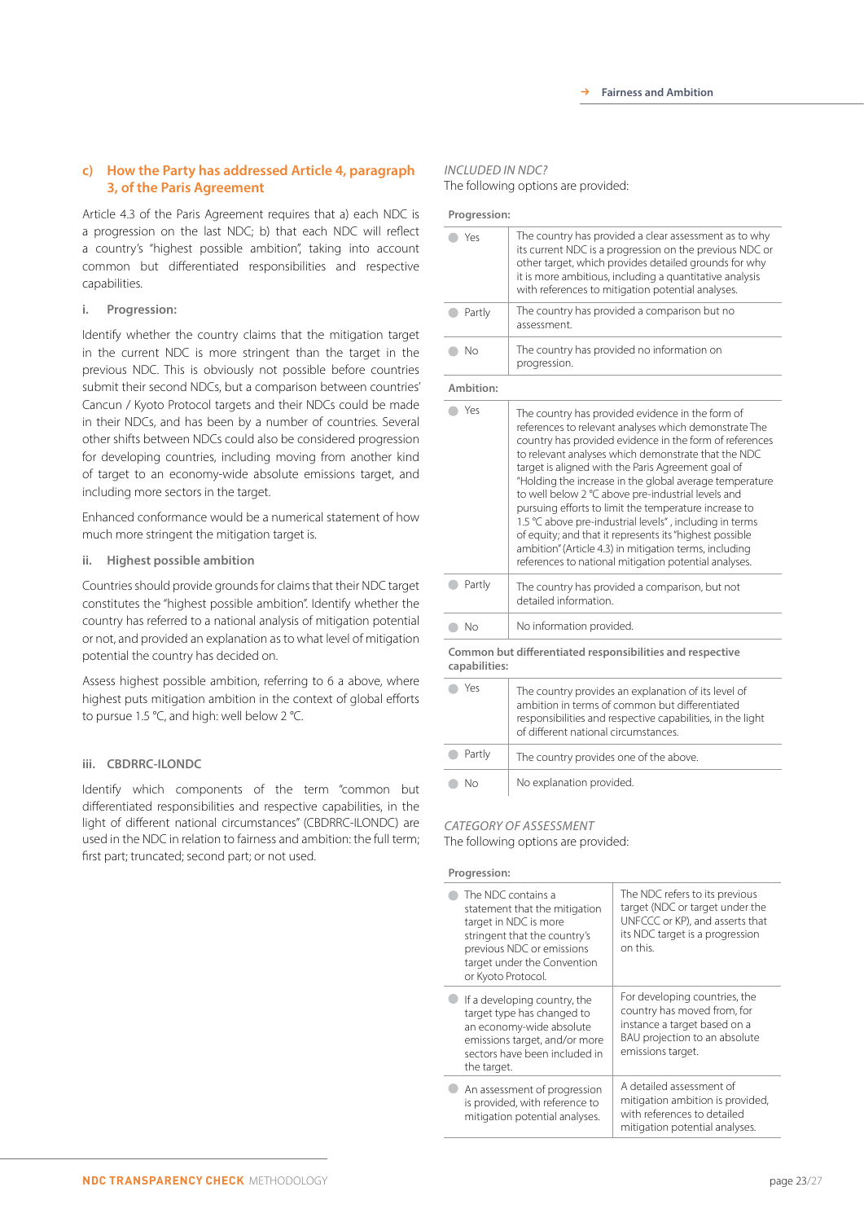### c) How the Party has addressed Article 4, paragraph 3, of the Paris Agreement

Article 4.3 of the Paris Agreement requires that a) each NDC is a progression on the last NDC; b) that each NDC will reflect a country's "highest possible ambition", taking into account common but differentiated responsibilities and respective capabilities.

#### i. Progression:

Identify whether the country claims that the mitigation target in the current NDC is more stringent than the target in the previous NDC. This is obviously not possible before countries submit their second NDCs, but a comparison between countries' Cancun / Kyoto Protocol targets and their NDCs could be made in their NDCs, and has been by a number of countries. Several other shifts between NDCs could also be considered progression for developing countries, including moving from another kind of target to an economy-wide absolute emissions target, and including more sectors in the target.

Enhanced conformance would be a numerical statement of how much more stringent the mitigation target is.

#### ii. Highest possible ambition

Countries should provide grounds for claims that their NDC target constitutes the "highest possible ambition". Identify whether the country has referred to a national analysis of mitigation potential or not, and provided an explanation as to what level of mitigation potential the country has decided on.

Assess highest possible ambition, referring to 6 a above, where highest puts mitigation ambition in the context of global efforts to pursue 1.5 °C, and high: well below 2 °C.

#### iii. CBDRRC-ILONDC

Identify which components of the term "common but differentiated responsibilities and respective capabilities, in the light of different national circumstances" (CBDRRC-ILONDC) are used in the NDC in relation to fairness and ambition: the full term; first part; truncated; second part; or not used.

*INCLUDED IN NDC?*
The following options are provided:

| **Progression:** | |
|---|---|
| Yes | The country has provided a clear assessment as to why its current NDC is a progression on the previous NDC or other target, which provides detailed grounds for why it is more ambitious, including a quantitative analysis with references to mitigation potential analyses. |
| Partly | The country has provided a comparison but no assessment. |
| No | The country has provided no information on progression. |
| **Ambition:** | |
| Yes | The country has provided evidence in the form of references to relevant analyses which demonstrate The country has provided evidence in the form of references to relevant analyses which demonstrate that the NDC target is aligned with the Paris Agreement goal of "Holding the increase in the global average temperature to well below 2 °C above pre-industrial levels and pursuing efforts to limit the temperature increase to 1.5 °C above pre-industrial levels" , including in terms of equity; and that it represents its "highest possible ambition" (Article 4.3) in mitigation terms, including references to national mitigation potential analyses. |
| Partly | The country has provided a comparison, but not detailed information. |
| No | No information provided. |
| **Common but differentiated responsibilities and respective capabilities:** | |
| Yes | The country provides an explanation of its level of ambition in terms of common but differentiated responsibilities and respective capabilities, in the light of different national circumstances. |
| Partly | The country provides one of the above. |
| No | No explanation provided. |

*CATEGORY OF ASSESSMENT*
The following options are provided:

| **Progression:** | |
|---|---|
| The NDC contains a statement that the mitigation target in NDC is more stringent that the country's previous NDC or emissions target under the Convention or Kyoto Protocol. | The NDC refers to its previous target (NDC or target under the UNFCCC or KP), and asserts that its NDC target is a progression on this. |
| If a developing country, the target type has changed to an economy-wide absolute emissions target, and/or more sectors have been included in the target. | For developing countries, the country has moved from, for instance a target based on a BAU projection to an absolute emissions target. |
| An assessment of progression is provided, with reference to mitigation potential analyses. | A detailed assessment of mitigation ambition is provided, with references to detailed mitigation potential analyses. |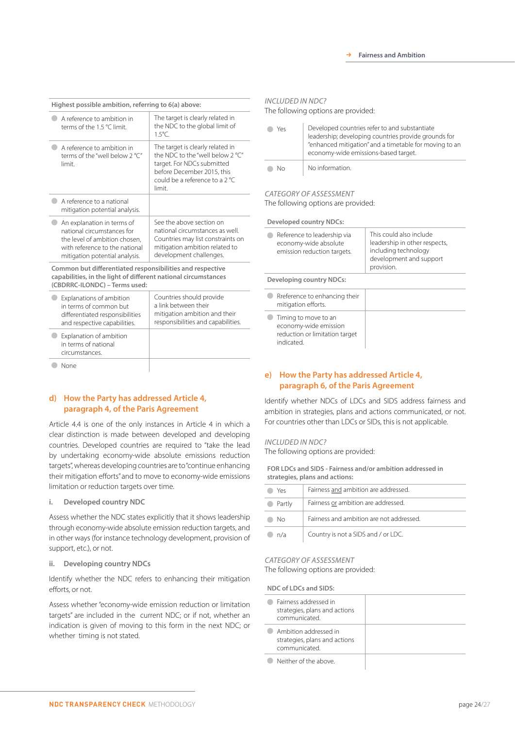| Highest possible ambition, referring to 6(a) above: | |
|---|---|
| A reference to ambition in terms of the 1.5 °C limit. | The target is clearly related in the NDC to the global limit of 1.5°C. |
| A reference to ambition in terms of the "well below 2 °C" limit. | The target is clearly related in the NDC to the "well below 2 °C" target. For NDCs submitted before December 2015, this could be a reference to a 2 °C limit. |
| A reference to a national mitigation potential analysis. | |
| An explanation in terms of national circumstances for the level of ambition chosen, with reference to the national mitigation potential analysis. | See the above section on national circumstances as well. Countries may list constraints on mitigation ambition related to development challenges. |
| **Common but differentiated responsibilities and respective capabilities, in the light of different national circumstances (CBDRRC-ILONDC) – Terms used:** | |
| Explanations of ambition in terms of common but differentiated responsibilities and respective capabilities. | Countries should provide a link between their mitigation ambition and their responsibilities and capabilities. |
| Explanation of ambition in terms of national circumstances. | |
| None | |

## d) How the Party has addressed Article 4, paragraph 4, of the Paris Agreement

Article 4.4 is one of the only instances in Article 4 in which a clear distinction is made between developed and developing countries. Developed countries are required to "take the lead by undertaking economy-wide absolute emissions reduction targets", whereas developing countries are to "continue enhancing their mitigation efforts" and to move to economy-wide emissions limitation or reduction targets over time.

### i. Developed country NDC

Assess whether the NDC states explicitly that it shows leadership through economy-wide absolute emission reduction targets, and in other ways (for instance technology development, provision of support, etc.), or not.

### ii. Developing country NDCs

Identify whether the NDC refers to enhancing their mitigation efforts, or not.

Assess whether "economy-wide emission reduction or limitation targets" are included in the current NDC; or if not, whether an indication is given of moving to this form in the next NDC; or whether timing is not stated.

*INCLUDED IN NDC?*
The following options are provided:

| | |
|---|---|
| Yes | Developed countries refer to and substantiate leadership; developing countries provide grounds for "enhanced mitigation" and a timetable for moving to an economy-wide emissions-based target. |
| No | No information. |

*CATEGORY OF ASSESSMENT*
The following options are provided:

| Developed country NDCs: | |
|---|---|
| Reference to leadership via economy-wide absolute emission reduction targets. | This could also include leadership in other respects, including technology development and support provision. |
| **Developing country NDCs:** | |
| Reference to enhancing their mitigation efforts. | |
| Timing to move to an economy-wide emission reduction or limitation target indicated. | |

## e) How the Party has addressed Article 4, paragraph 6, of the Paris Agreement

Identify whether NDCs of LDCs and SIDS address fairness and ambition in strategies, plans and actions communicated, or not. For countries other than LDCs or SIDs, this is not applicable.

*INCLUDED IN NDC?*
The following options are provided:

| FOR LDCs and SIDS - Fairness and/or ambition addressed in strategies, plans and actions: | |
|---|---|
| Yes | Fairness and ambition are addressed. |
| Partly | Fairness or ambition are addressed. |
| No | Fairness and ambition are not addressed. |
| n/a | Country is not a SIDS and / or LDC. |

*CATEGORY OF ASSESSMENT*
The following options are provided:

| NDC of LDCs and SIDS: | |
|---|---|
| Fairness addressed in strategies, plans and actions communicated. | |
| Ambition addressed in strategies, plans and actions communicated. | |
| Neither of the above. | |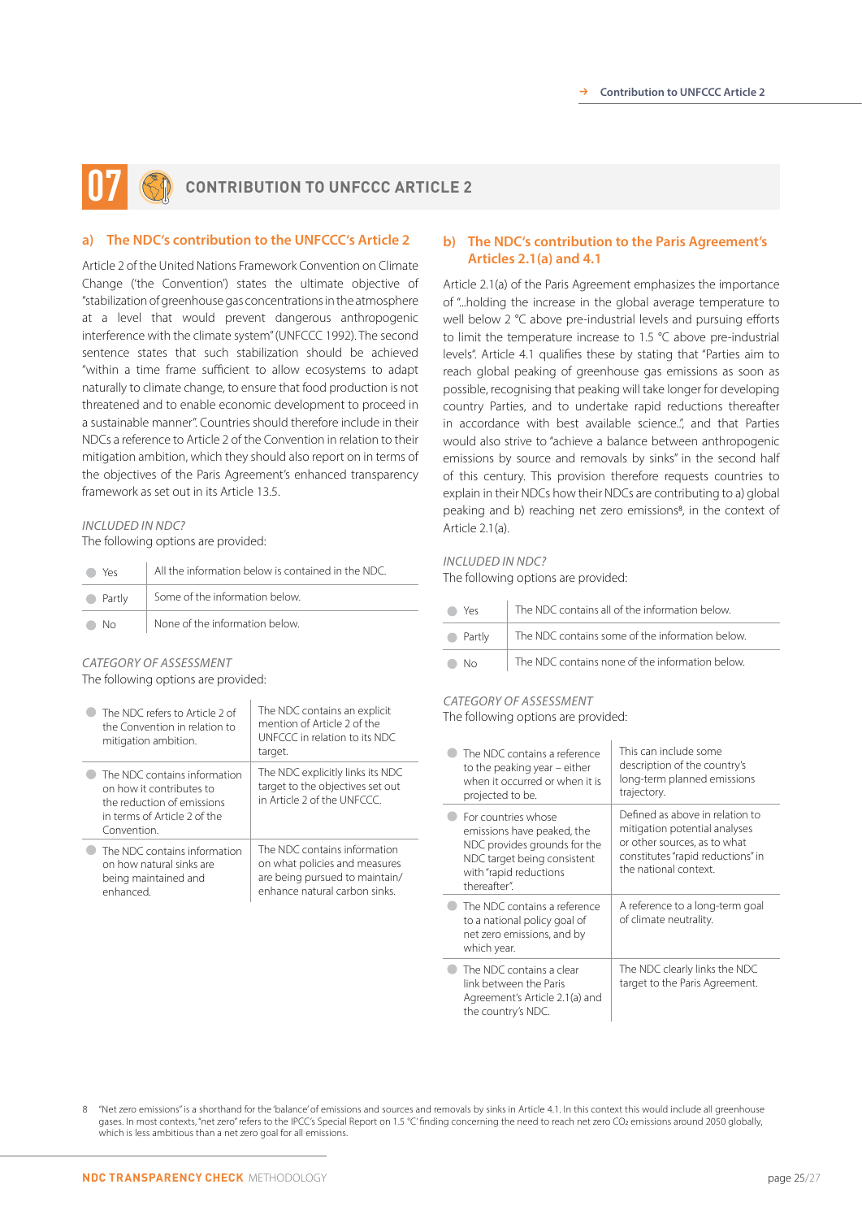# 07 CONTRIBUTION TO UNFCCC ARTICLE 2

## a) The NDC's contribution to the UNFCCC's Article 2

Article 2 of the United Nations Framework Convention on Climate Change ('the Convention') states the ultimate objective of "stabilization of greenhouse gas concentrations in the atmosphere at a level that would prevent dangerous anthropogenic interference with the climate system" (UNFCCC 1992). The second sentence states that such stabilization should be achieved "within a time frame sufficient to allow ecosystems to adapt naturally to climate change, to ensure that food production is not threatened and to enable economic development to proceed in a sustainable manner". Countries should therefore include in their NDCs a reference to Article 2 of the Convention in relation to their mitigation ambition, which they should also report on in terms of the objectives of the Paris Agreement's enhanced transparency framework as set out in its Article 13.5.

*INCLUDED IN NDC?*

The following options are provided:

| | |
|---|---|
| Yes | All the information below is contained in the NDC. |
| Partly | Some of the information below. |
| No | None of the information below. |

*CATEGORY OF ASSESSMENT*

The following options are provided:

| | |
|---|---|
| The NDC refers to Article 2 of the Convention in relation to mitigation ambition. | The NDC contains an explicit mention of Article 2 of the UNFCCC in relation to its NDC target. |
| The NDC contains information on how it contributes to the reduction of emissions in terms of Article 2 of the Convention. | The NDC explicitly links its NDC target to the objectives set out in Article 2 of the UNFCCC. |
| The NDC contains information on how natural sinks are being maintained and enhanced. | The NDC contains information on what policies and measures are being pursued to maintain/enhance natural carbon sinks. |

## b) The NDC's contribution to the Paris Agreement's Articles 2.1(a) and 4.1

Article 2.1(a) of the Paris Agreement emphasizes the importance of "...holding the increase in the global average temperature to well below 2 °C above pre-industrial levels and pursuing efforts to limit the temperature increase to 1.5 °C above pre-industrial levels". Article 4.1 qualifies these by stating that "Parties aim to reach global peaking of greenhouse gas emissions as soon as possible, recognising that peaking will take longer for developing country Parties, and to undertake rapid reductions thereafter in accordance with best available science..", and that Parties would also strive to "achieve a balance between anthropogenic emissions by source and removals by sinks" in the second half of this century. This provision therefore requests countries to explain in their NDCs how their NDCs are contributing to a) global peaking and b) reaching net zero emissions[8], in the context of Article 2.1(a).

*INCLUDED IN NDC?*

The following options are provided:

| | |
|---|---|
| Yes | The NDC contains all of the information below. |
| Partly | The NDC contains some of the information below. |
| No | The NDC contains none of the information below. |

*CATEGORY OF ASSESSMENT*

The following options are provided:

| | |
|---|---|
| The NDC contains a reference to the peaking year – either when it occurred or when it is projected to be. | This can include some description of the country's long-term planned emissions trajectory. |
| For countries whose emissions have peaked, the NDC provides grounds for the NDC target being consistent with "rapid reductions thereafter". | Defined as above in relation to mitigation potential analyses or other sources, as to what constitutes "rapid reductions" in the national context. |
| The NDC contains a reference to a national policy goal of net zero emissions, and by which year. | A reference to a long-term goal of climate neutrality. |
| The NDC contains a clear link between the Paris Agreement's Article 2.1(a) and the country's NDC. | The NDC clearly links the NDC target to the Paris Agreement. |

8 "Net zero emissions" is a shorthand for the 'balance' of emissions and sources and removals by sinks in Article 4.1. In this context this would include all greenhouse gases. In most contexts, "net zero" refers to the IPCC's Special Report on 1.5 °C' finding concerning the need to reach net zero $CO_2$ emissions around 2050 globally, which is less ambitious than a net zero goal for all emissions.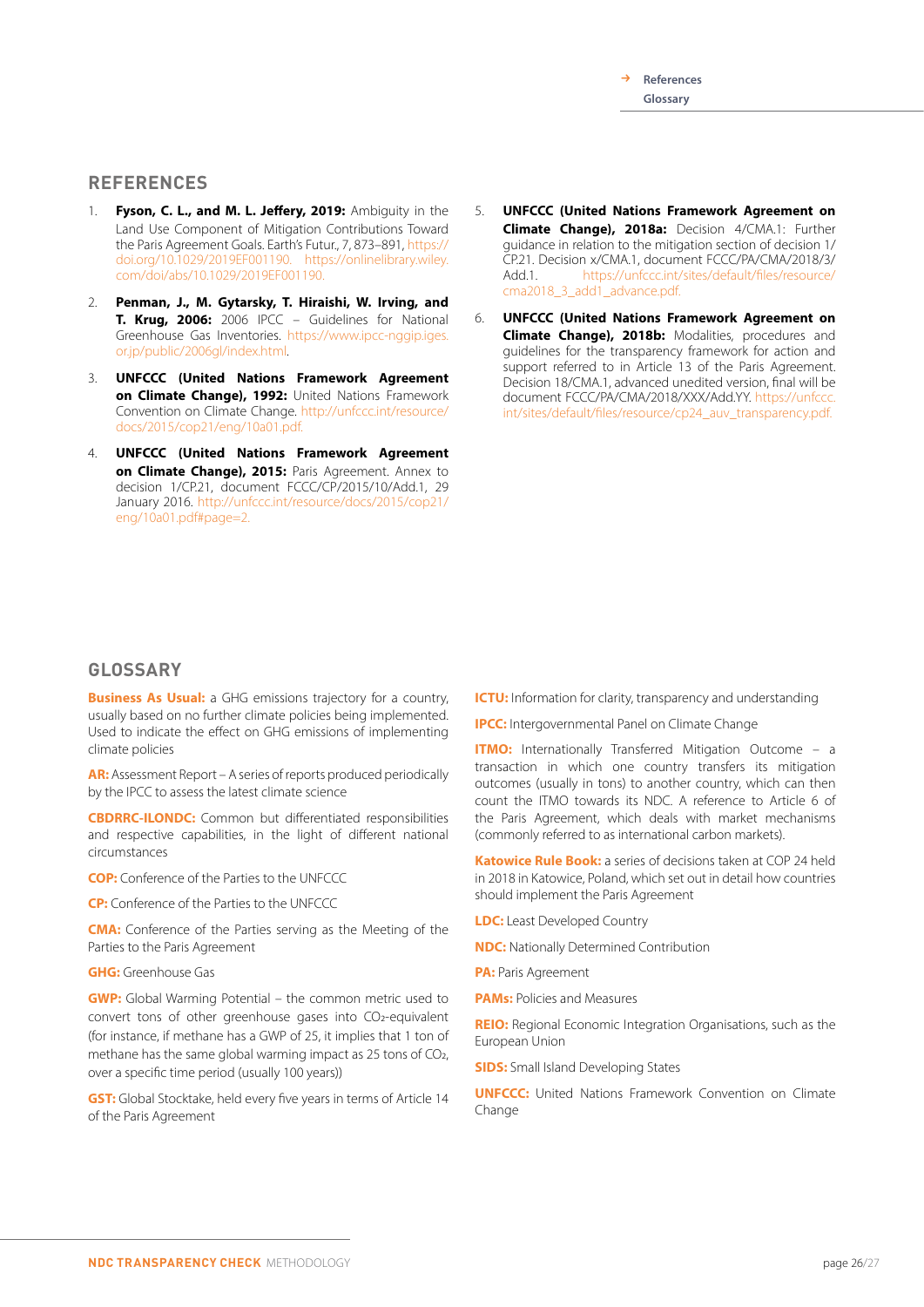## REFERENCES

1. **Fyson, C. L., and M. L. Jeffery, 2019:** Ambiguity in the Land Use Component of Mitigation Contributions Toward the Paris Agreement Goals. Earth's Futur., 7, 873–891, https://doi.org/10.1029/2019EF001190. https://onlinelibrary.wiley.com/doi/abs/10.1029/2019EF001190.

2. **Penman, J., M. Gytarsky, T. Hiraishi, W. Irving, and T. Krug, 2006:** 2006 IPCC – Guidelines for National Greenhouse Gas Inventories. https://www.ipcc-nggip.iges.or.jp/public/2006gl/index.html.

3. **UNFCCC (United Nations Framework Agreement on Climate Change), 1992:** United Nations Framework Convention on Climate Change. http://unfccc.int/resource/docs/2015/cop21/eng/10a01.pdf.

4. **UNFCCC (United Nations Framework Agreement on Climate Change), 2015:** Paris Agreement. Annex to decision 1/CP.21, document FCCC/CP/2015/10/Add.1, 29 January 2016. http://unfccc.int/resource/docs/2015/cop21/eng/10a01.pdf#page=2.

5. **UNFCCC (United Nations Framework Agreement on Climate Change), 2018a:** Decision 4/CMA.1: Further guidance in relation to the mitigation section of decision 1/CP.21. Decision x/CMA.1, document FCCC/PA/CMA/2018/3/Add.1. https://unfccc.int/sites/default/files/resource/cma2018_3_add1_advance.pdf.

6. **UNFCCC (United Nations Framework Agreement on Climate Change), 2018b:** Modalities, procedures and guidelines for the transparency framework for action and support referred to in Article 13 of the Paris Agreement. Decision 18/CMA.1, advanced unedited version, final will be document FCCC/PA/CMA/2018/XXX/Add.YY. https://unfccc.int/sites/default/files/resource/cp24_auv_transparency.pdf.

## GLOSSARY

**Business As Usual:** a GHG emissions trajectory for a country, usually based on no further climate policies being implemented. Used to indicate the effect on GHG emissions of implementing climate policies

**AR:** Assessment Report – A series of reports produced periodically by the IPCC to assess the latest climate science

**CBDRRC-ILONDC:** Common but differentiated responsibilities and respective capabilities, in the light of different national circumstances

**COP:** Conference of the Parties to the UNFCCC

**CP:** Conference of the Parties to the UNFCCC

**CMA:** Conference of the Parties serving as the Meeting of the Parties to the Paris Agreement

**GHG:** Greenhouse Gas

**GWP:** Global Warming Potential – the common metric used to convert tons of other greenhouse gases into $CO_2$-equivalent (for instance, if methane has a GWP of 25, it implies that 1 ton of methane has the same global warming impact as 25 tons of $CO_2$, over a specific time period (usually 100 years))

**GST:** Global Stocktake, held every five years in terms of Article 14 of the Paris Agreement

**ICTU:** Information for clarity, transparency and understanding

**IPCC:** Intergovernmental Panel on Climate Change

**ITMO:** Internationally Transferred Mitigation Outcome – a transaction in which one country transfers its mitigation outcomes (usually in tons) to another country, which can then count the ITMO towards its NDC. A reference to Article 6 of the Paris Agreement, which deals with market mechanisms (commonly referred to as international carbon markets).

**Katowice Rule Book:** a series of decisions taken at COP 24 held in 2018 in Katowice, Poland, which set out in detail how countries should implement the Paris Agreement

**LDC:** Least Developed Country

**NDC:** Nationally Determined Contribution

**PA:** Paris Agreement

**PAMs:** Policies and Measures

**REIO:** Regional Economic Integration Organisations, such as the European Union

**SIDS:** Small Island Developing States

**UNFCCC:** United Nations Framework Convention on Climate Change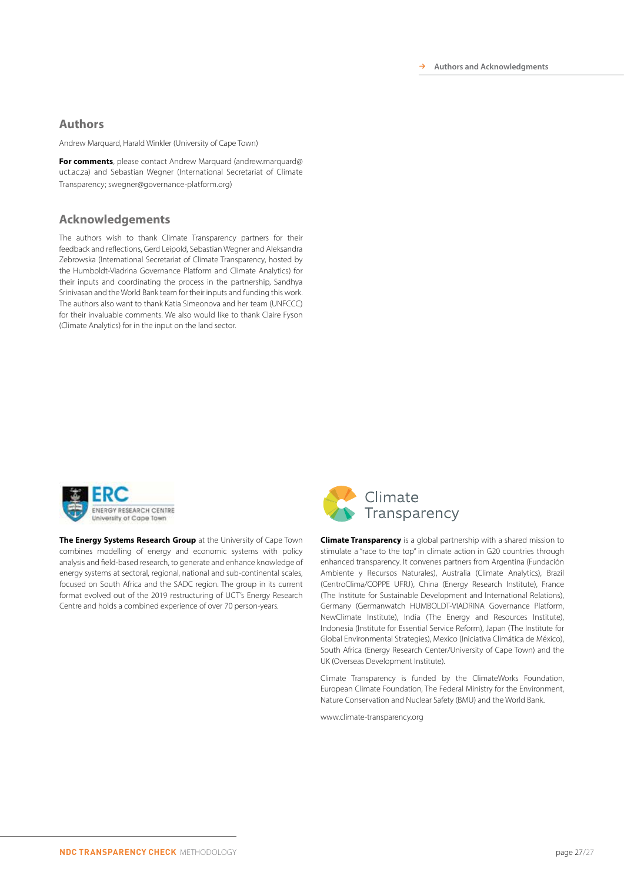## Authors

Andrew Marquard, Harald Winkler (University of Cape Town)

**For comments**, please contact Andrew Marquard (andrew.marquard@uct.ac.za) and Sebastian Wegner (International Secretariat of Climate Transparency; swegner@governance-platform.org)

## Acknowledgements

The authors wish to thank Climate Transparency partners for their feedback and reflections, Gerd Leipold, Sebastian Wegner and Aleksandra Zebrowska (International Secretariat of Climate Transparency, hosted by the Humboldt-Viadrina Governance Platform and Climate Analytics) for their inputs and coordinating the process in the partnership, Sandhya Srinivasan and the World Bank team for their inputs and funding this work. The authors also want to thank Katia Simeonova and her team (UNFCCC) for their invaluable comments. We also would like to thank Claire Fyson (Climate Analytics) for in the input on the land sector.

ERC
ENERGY RESEARCH CENTRE
University of Cape Town

**The Energy Systems Research Group** at the University of Cape Town combines modelling of energy and economic systems with policy analysis and field-based research, to generate and enhance knowledge of energy systems at sectoral, regional, national and sub-continental scales, focused on South Africa and the SADC region. The group in its current format evolved out of the 2019 restructuring of UCT's Energy Research Centre and holds a combined experience of over 70 person-years.

Climate Transparency

**Climate Transparency** is a global partnership with a shared mission to stimulate a "race to the top" in climate action in G20 countries through enhanced transparency. It convenes partners from Argentina (Fundación Ambiente y Recursos Naturales), Australia (Climate Analytics), Brazil (CentroClima/COPPE UFRJ), China (Energy Research Institute), France (The Institute for Sustainable Development and International Relations), Germany (Germanwatch HUMBOLDT-VIADRINA Governance Platform, NewClimate Institute), India (The Energy and Resources Institute), Indonesia (Institute for Essential Service Reform), Japan (The Institute for Global Environmental Strategies), Mexico (Iniciativa Climática de México), South Africa (Energy Research Center/University of Cape Town) and the UK (Overseas Development Institute).

Climate Transparency is funded by the ClimateWorks Foundation, European Climate Foundation, The Federal Ministry for the Environment, Nature Conservation and Nuclear Safety (BMU) and the World Bank.

www.climate-transparency.org